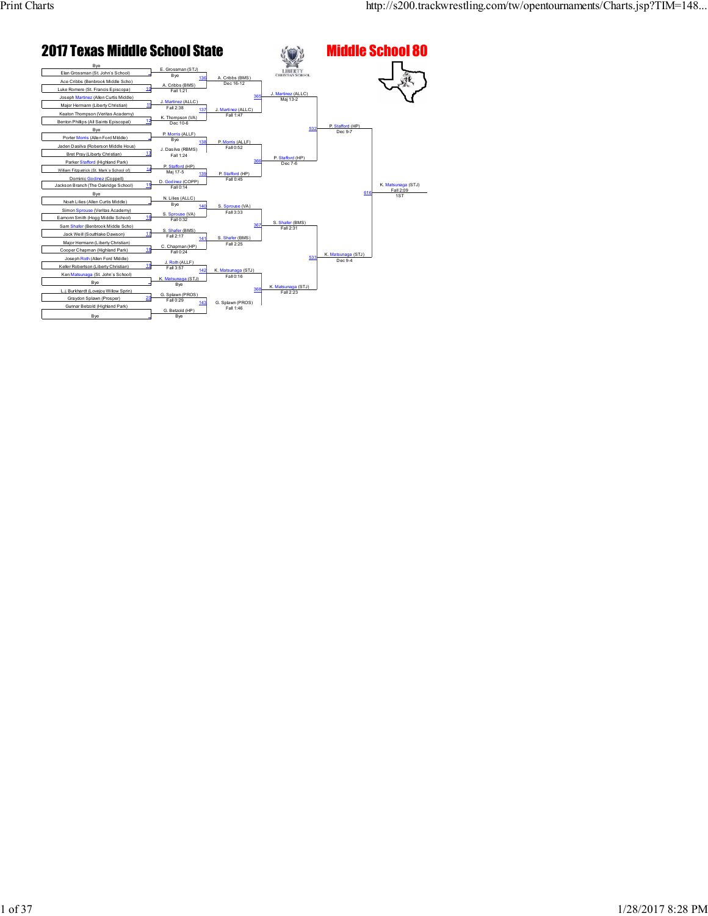# 2017 Texas Middle School State

## Middle School 80

### First Round

| Wrestler 1 | Wrestler 2 | Bout | Winner | Result |
|---|---|---|---|---|
| Bye | Elan Grossman (St. John's School) | - | E. Grossman (STJ) | Bye |
| Ace Cribbs (Benbrook Middle Scho) | Luke Romere (St. Francis Episcopa) | 10 | A. Cribbs (BMS) | Fall 1:21 |
| Joseph Martinez (Allen Curtis Middle) | Major Hermann (Liberty Christian) | 11 | J. Martinez (ALLC) | Fall 2:38 |
| Keaton Thompson (Veritas Academy) | Benton Phillips (All Saints Episcopal) | 12 | K. Thompson (VA) | Dec 10-6 |
| Bye | Porter Morris (Allen Ford Middle) | - | P. Morris (ALLF) | Bye |
| Jaden Dasilva (Roberson Middle Hous) | Bret Pray (Liberty Christian) | 13 | J. Dasilva (RBMS) | Fall 1:24 |
| Parker Stafford (Highland Park) | William Fitzpatrick (St. Mark's School of) | 14 | P. Stafford (HP) | Maj 17-5 |
| Dominic Godinez (Coppell) | Jackson Branch (The Oakridge School) | 15 | D. Godinez (COPP) | Fall 0:14 |
| Bye | Noah Lilies (Allen Curtis Middle) | - | N. Lilies (ALLC) | Bye |
| Simon Sprouse (Veritas Academy) | Eamonn Smith (Hogg Middle School) | 16 | S. Sprouse (VA) | Fall 0:32 |
| Sam Shafer (Benbrook Middle Scho) | Jack Weill (Southlake Dawson) | 17 | S. Shafer (BMS) | Fall 2:17 |
| Major Hermann (Liberty Christian) | Cooper Chapman (Highland Park) | 18 | C. Chapman (HP) | Fall 0:24 |
| Joseph Roth (Allen Ford Middle) | Keller Robertson (Liberty Christian) | 19 | J. Roth (ALLF) | Fall 3:57 |
| Ken Matsunaga (St. John's School) | Bye | - | K. Matsunaga (STJ) | Bye |
| L.j. Burkhardt (Lovejoy Willow Sprin) | Graydon Splawn (Prosper) | 20 | G. Splawn (PROS) | Fall 0:29 |
| Gunnar Betzold (Highland Park) | Bye | - | G. Betzold (HP) | Bye |

### Second Round

| Bout | Winner | Result |
|---|---|---|
| 136 | A. Cribbs (BMS) | Dec 16-12 |
| 137 | J. Martinez (ALLC) | Fall 1:47 |
| 138 | P. Morris (ALLF) | Fall 0:52 |
| 139 | P. Stafford (HP) | Fall 0:45 |
| 140 | S. Sprouse (VA) | Fall 3:33 |
| 141 | S. Shafer (BMS) | Fall 2:25 |
| 142 | K. Matsunaga (STJ) | Fall 0:16 |
| 143 | G. Splawn (PROS) | Fall 1:46 |

### Quarterfinals

| Bout | Winner | Result |
|---|---|---|
| 365 | J. Martinez (ALLC) | Maj 13-2 |
| 366 | P. Stafford (HP) | Dec 7-6 |
| 367 | S. Shafer (BMS) | Fall 2:31 |
| 368 | K. Matsunaga (STJ) | Fall 2:23 |

### Semifinals

| Bout | Winner | Result |
|---|---|---|
| 532 | P. Stafford (HP) | Dec 9-7 |
| 533 | K. Matsunaga (STJ) | Dec 9-4 |

### Final

| Bout | Winner | Result | Place |
|---|---|---|---|
| 616 | K. Matsunaga (STJ) | Fall 2:09 | 1ST |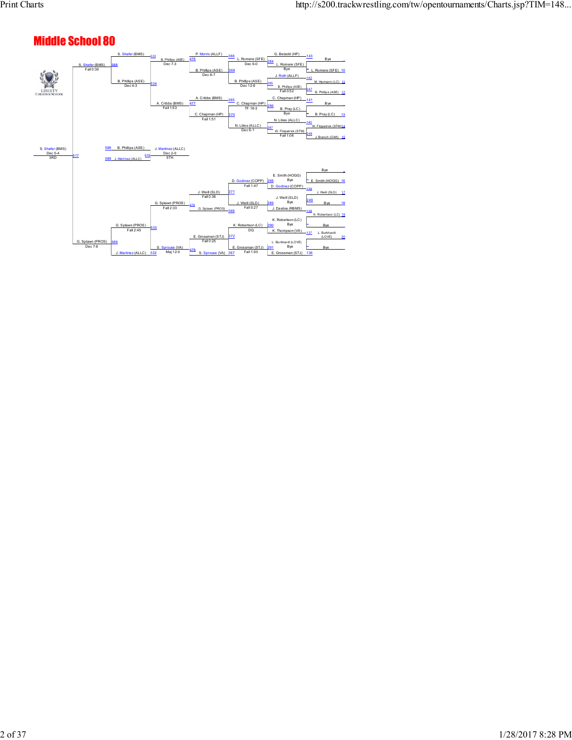# Middle School 80

## Championship Bracket

**First Round**

- Bout 143: G. Betzold (HP) vs Bye
- Bout 10: L. Romere (SFE) vs Bye
- Bout 142: J. Roth (ALLF) vs M. Hermann (LC) (11)
- Bout 247: B. Phillips (ASE) (12)
- Bout 141: C. Chapman (HP) vs Bye
- Bout 13: B. Pray (LC) vs Bye
- Bout 140: N. Lilies (ALLC) vs W. Fitzpatrick (STM) (14)
- Bout 248: J. Branch (OAK) (15)
- Bout 16: E. Smith (HOGG) vs Bye
- Bout 139: D. Godinez (COPP) vs J. Weill (SLD) (17)
- Bout 249: Bye (18)
- Bout 138: J. Dasilva (RBMS) vs K. Robertson (LC) (19)
- K. Robertson (LC) vs Bye
- Bout 137: K. Thompson (VA) vs L. Burkhardt (LOVE) (20)
- L. Burkhardt (LOVE) vs Bye
- Bout 136: E. Grossman (STJ)

**Second Round**

- Bout 284: G. Betzold (HP) vs L. Romere (SFE) Bye → L. Romere (SFE) Dec 6-0
- Bout 285: J. Roth (ALLF) vs B. Phillips (ASE) Fall 0:52 → B. Phillips (ASE) Dec 12-6
- Bout 286: C. Chapman (HP) vs B. Pray (LC) Bye → C. Chapman (HP) TF 18-3
- Bout 287: N. Lilies (ALLC) vs W. Fitzpatrick (STM) Fall 1:06 → N. Lilies (ALLC) Dec 6-1
- Bout 288: E. Smith (HOGG) Bye vs D. Godinez (COPP) → D. Godinez (COPP) Fall 1:47
- Bout 289: J. Weill (SLD) Bye vs J. Dasilva (RBMS) → J. Weill (SLD) Fall 0:27
- Bout 290: K. Robertson (LC) Bye vs K. Thompson (VA) → K. Robertson (LC) DQ
- Bout 291: L. Burkhardt (LOVE) Bye vs E. Grossman (STJ) → E. Grossman (STJ) Fall 1:00

**Quarterfinals**

- Bout 366: P. Morris (ALLF) vs L. Romere (SFE)
- Bout 369: B. Phillips (ASE) Dec 8-7
- Bout 365: A. Cribbs (BMS) vs C. Chapman (HP)
- Bout 370: C. Chapman (HP) Fall 1:51
- Bout 371: D. Godinez (COPP) vs J. Weill (SLD) → J. Weill (SLD) Fall 0:36
- Bout 368: G. Splawn (PROS)
- Bout 372: K. Robertson (LC) vs E. Grossman (STJ) → E. Grossman (STJ) Fall 0:25
- Bout 367: S. Sprouse (VA)

**Consolation / Placement Rounds**

- Bout 476: P. Morris (ALLF) vs B. Phillips (ASE) → B. Phillips (ASE) Dec 7-3
- Bout 477: A. Cribbs (BMS) vs C. Chapman (HP) → A. Cribbs (BMS) Fall 1:53
- Bout 478: J. Weill (SLD) vs G. Splawn (PROS) → G. Splawn (PROS) Fall 2:33
- Bout 479: E. Grossman (STJ) vs S. Sprouse (VA) → S. Sprouse (VA) Maj 12-0

**Semifinals**

- Bout 533: S. Shafer (BMS) vs B. Phillips (ASE)
- Bout 534: B. Phillips (ASE) vs A. Cribbs (BMS) → B. Phillips (ASE) Dec 4-3
- Bout 535: G. Splawn (PROS) vs S. Sprouse (VA) → G. Splawn (PROS) Fall 2:45
- Bout 532: J. Martinez (ALLC)

**Finals**

- Bout 588: S. Shafer (BMS) Fall 0:36
- Bout 589: G. Splawn (PROS) Dec 7-6 vs J. Martinez (ALLC)

**3rd Place (Bout 617):** S. Shafer (BMS) Dec 5-4 — 3RD

**5th Place (Bout 618):** B. Phillips (ASE) (588) vs J. Martinez (ALLC) (589) → J. Martinez (ALLC) Dec 2-0 — 5TH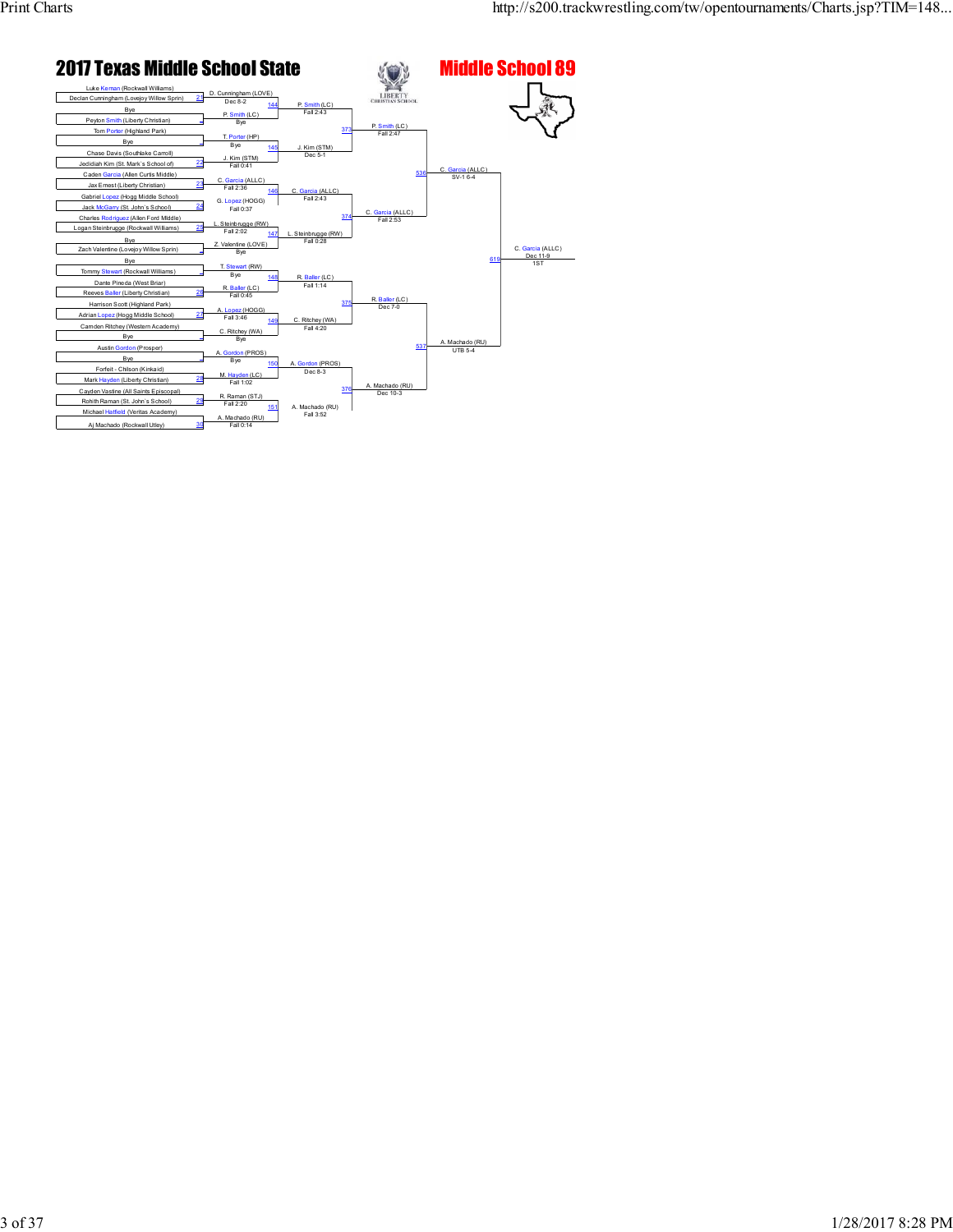# 2017 Texas Middle School State

## Middle School 89

### First Round

| Wrestler | Bout |
|---|---|
| Luke Kernan (Rockwall Williams) | |
| Declan Cunningham (Lovejoy Willow Sprin) | 21 |
| Bye | |
| Peyton Smith (Liberty Christian) | |
| Tom Porter (Highland Park) | |
| Bye | |
| Chase Davis (Southlake Carroll) | |
| Jedidiah Kim (St. Mark's School of) | 22 |
| Caden Garcia (Allen Curtis Middle) | |
| Jax Ernest (Liberty Christian) | 23 |
| Gabriel Lopez (Hogg Middle School) | |
| Jack McGarry (St. John's School) | 24 |
| Charles Rodriguez (Allen Ford Middle) | |
| Logan Steinbrugge (Rockwall Williams) | 25 |
| Bye | |
| Zach Valentine (Lovejoy Willow Sprin) | |
| Bye | |
| Tommy Stewart (Rockwall Williams) | |
| Dante Pineda (West Briar) | |
| Reeves Baller (Liberty Christian) | 26 |
| Harrison Scott (Highland Park) | |
| Adrian Lopez (Hogg Middle School) | 27 |
| Camden Ritchey (Western Academy) | |
| Bye | |
| Austin Gordon (Prosper) | |
| Bye | |
| Forfeit - Chilson (Kinkaid) | |
| Mark Hayden (Liberty Christian) | 28 |
| Cayden Vastine (All Saints Episcopal) | |
| Rohith Raman (St. John's School) | 29 |
| Michael Hatfield (Veritas Academy) | |
| Aj Machado (Rockwall Utley) | 30 |

### Second Round

| Winner | Result | Bout |
|---|---|---|
| D. Cunningham (LOVE) | Dec 8-2 | 144 |
| P. Smith (LC) | Bye | |
| T. Porter (HP) | Bye | 145 |
| J. Kim (STM) | Fall 0:41 | |
| C. Garcia (ALLC) | Fall 2:36 | 146 |
| G. Lopez (HOGG) | Fall 0:37 | |
| L. Steinbrugge (RW) | Fall 2:02 | 147 |
| Z. Valentine (LOVE) | Bye | |
| T. Stewart (RW) | Bye | 148 |
| R. Baller (LC) | Fall 0:45 | |
| A. Lopez (HOGG) | Fall 3:46 | 149 |
| C. Ritchey (WA) | Bye | |
| A. Gordon (PROS) | Bye | 150 |
| M. Hayden (LC) | Fall 1:02 | |
| R. Raman (STJ) | Fall 2:20 | 151 |
| A. Machado (RU) | Fall 0:14 | |

### Quarterfinals

| Winner | Result | Bout |
|---|---|---|
| P. Smith (LC) | Fall 2:43 | 373 |
| J. Kim (STM) | Dec 5-1 | |
| C. Garcia (ALLC) | Fall 2:43 | 374 |
| L. Steinbrugge (RW) | Fall 0:28 | |
| R. Baller (LC) | Fall 1:14 | 375 |
| C. Ritchey (WA) | Fall 4:20 | |
| A. Gordon (PROS) | Dec 8-3 | 376 |
| A. Machado (RU) | Fall 3:52 | |

### Semifinals

| Winner | Result | Bout |
|---|---|---|
| P. Smith (LC) | Fall 2:47 | 536 |
| C. Garcia (ALLC) | Fall 2:53 | |
| R. Baller (LC) | Dec 7-0 | 537 |
| A. Machado (RU) | Dec 10-3 | |

### Finals

| Winner | Result | Bout |
|---|---|---|
| C. Garcia (ALLC) | SV-1 6-4 | 619 |
| A. Machado (RU) | UTB 5-4 | |

### Champion

C. Garcia (ALLC) — Dec 11-9 — 1ST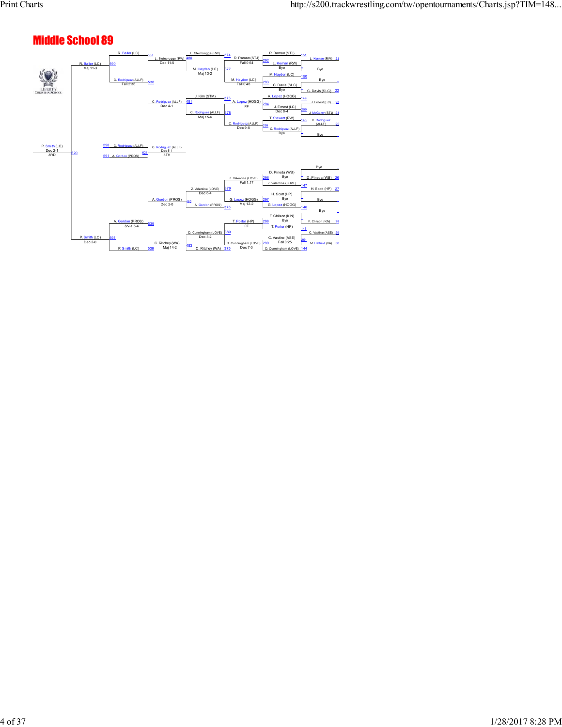# Middle School 89

## Championship Bracket (Top Half)

**Round 1**
- L. Kernan (RW) — 21 — Bye (Match 151) → R. Raman (STJ)? / L. Kernan (RW)
- Bye vs C. Davis (SLC) — 22 (Match 150) → M. Hayden (LC)
- J. Ernest (LC) — 23 vs J. McGarry (STJ) — 24 (Match 149/250) → A. Lopez (HOGG)
- C. Rodriguez (ALLF) — 25 vs Bye (Match 148) → T. Stewart (RW)

**Round 2**
- Match 292: R. Raman (STJ) vs L. Kernan (RW) — Bye
- Match 293: M. Hayden (LC) vs C. Davis (SLC) — Bye
- Match 294: A. Lopez (HOGG) vs J. Ernest (LC) — Dec 8-4 (Match 250)
- Match 296: T. Stewart (RW) vs C. Rodriguez (ALLF) — Bye

**Round 3**
- Match 374: R. Raman (STJ) — Fall 0:54
- Match 377: M. Hayden (LC) — Fall 0:48
- Match 373: A. Lopez (HOGG) — FF
- Match 378: C. Rodriguez (ALLF) — Dec 9-5

**Quarterfinals**
- Match 480: L. Steinbrugge (RW) vs M. Hayden (LC) — Maj 13-2
- Match 481: J. Kim (STM) vs C. Rodriguez (ALLF) — Maj 15-6

**Semifinal**
- Match 537: L. Steinbrugge (RW) — Dec 11-5
- Match 538: C. Rodriguez (ALLF) — Dec 4-1

**Consolation Final**
- Match 590: R. Baller (LC) vs C. Rodriguez (ALLF) — Fall 2:36 → R. Baller (LC) — Maj 11-3

## 3rd Place
- Match 520: P. Smith (LC) — Dec 2-1 — 3RD

## 5th Place
- Match 621: C. Rodriguez (ALLF) (590) vs A. Gordon (PROS) (591) → C. Rodriguez (ALLF) — Dec 5-1 — 5TH

## Bottom Half

**Round 1**
- Bye vs D. Pineda (WB) — 26 (Match 147) → D. Pineda (WB)
- H. Scott (HP) — 27 vs Bye (Match 146) → H. Scott (HP)
- Bye vs F. Chilson (KIN) — 28 (Match 145) → F. Chilson (KIN)
- C. Vastine (ASE) — 29 vs M. Hatfield (VA) — 30 (Match 251) → C. Vastine (ASE) — Fall 0:25; Match 144

**Round 2**
- Match 296: D. Pineda (WB) vs Z. Valentine (LOVE) — Bye
- Match 297: H. Scott (HP) vs G. Lopez (HOGG) — Bye
- Match 298: F. Chilson (KIN) vs T. Porter (HP) — Bye
- Match 299: C. Vastine (ASE) vs D. Cunningham (LOVE)

**Round 3**
- Match 379: Z. Valentine (LOVE) — Fall 1:17
- Match 376: G. Lopez (HOGG) — Maj 12-2
- Match 380: T. Porter (HP) — FF
- Match 375: D. Cunningham (LOVE) — Dec 7-0

**Quarterfinals**
- Match 482: Z. Valentine (LOVE) — Dec 6-4 vs A. Gordon (PROS)
- Match 483: D. Cunningham (LOVE) — Dec 3-2 vs C. Ritchey (WA)

**Semifinal**
- Match 539: A. Gordon (PROS) — Dec 2-0
- Match 536: C. Ritchey (WA) — Maj 14-2

**Consolation Final**
- Match 591: A. Gordon (PROS) — SV-1 6-4 vs P. Smith (LC) → P. Smith (LC) — Dec 2-0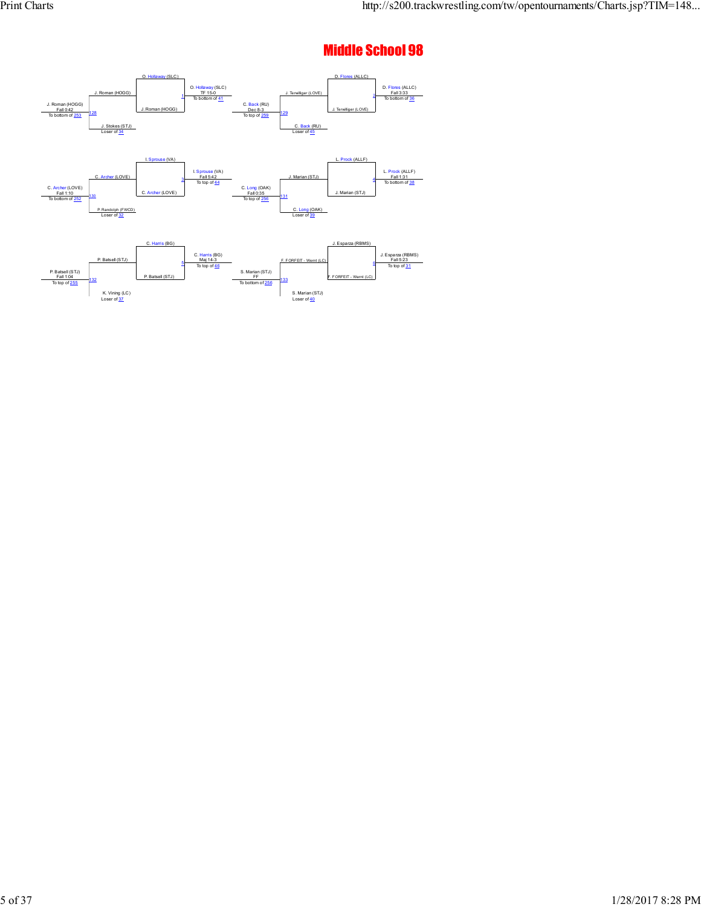# Middle School 98

**Bout 1 / 128 / 129 / 2**

- O. Hollaway (SLC) vs J. Roman (HOGG) — Bout 1: O. Hollaway (SLC), TF 15-0, To bottom of 41
- J. Roman (HOGG) vs J. Stokes (STJ) (Loser of 34) — Bout 128: J. Roman (HOGG), Fall 0:42, To bottom of 253
- D. Flores (ALLC) vs J. Terwilliger (LOVE) — Bout 2: D. Flores (ALLC), Fall 3:33, To bottom of 36
- J. Terwilliger (LOVE) vs C. Back (RU) (Loser of 45) — Bout 129: C. Back (RU), Dec 8-3, To top of 259

**Bout 3 / 130 / 131 / 4**

- I. Sprouse (VA) vs C. Archer (LOVE) — Bout 3: I. Sprouse (VA), Fall 5:42, To top of 44
- C. Archer (LOVE) vs P. Randolph (FWCD) (Loser of 32) — Bout 130: C. Archer (LOVE), Fall 1:10, To bottom of 252
- L. Prock (ALLF) vs J. Marian (STJ) — Bout 4: L. Prock (ALLF), Fall 1:31, To bottom of 38
- J. Marian (STJ) vs C. Long (OAK) (Loser of 39) — Bout 131: C. Long (OAK), Fall 0:35, To top of 256

**Bout 5 / 132 / 133 / 6**

- C. Harris (BG) vs P. Batsell (STJ) — Bout 5: C. Harris (BG), Maj 14-3, To top of 48
- P. Batsell (STJ) vs K. Vining (LC) (Loser of 37) — Bout 132: P. Batsell (STJ), Fall 1:04, To top of 255
- J. Esparza (RBMS) vs F. FORFEIT - Wernt (LC) — Bout 6: J. Esparza (RBMS), Fall 5:23, To top of 31
- F. FORFEIT - Wernt (LC) vs S. Marian (STJ) (Loser of 40) — Bout 133: S. Marian (STJ), FF, To bottom of 256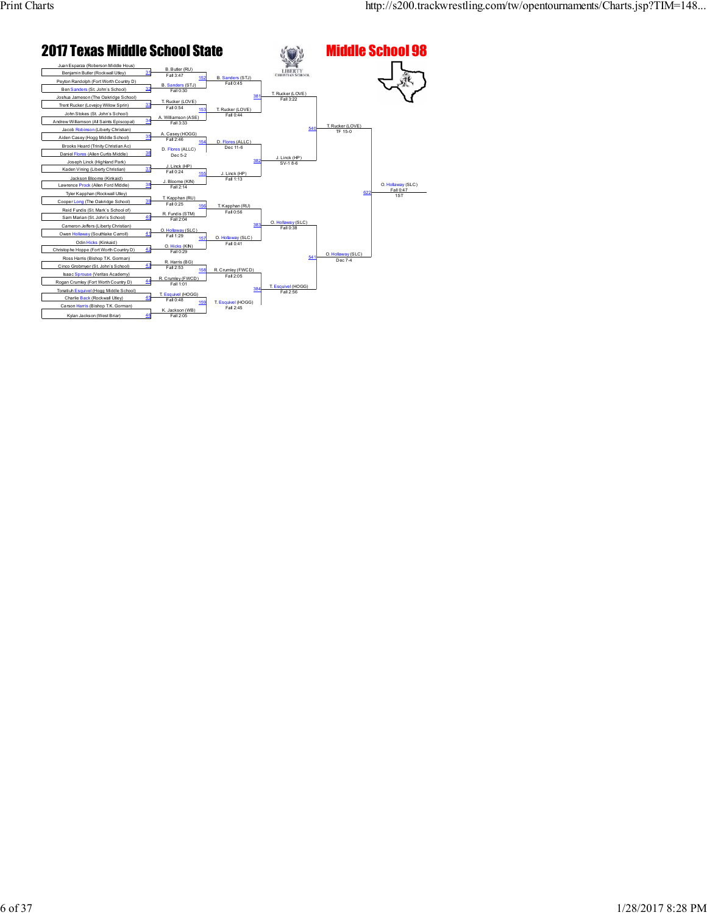# 2017 Texas Middle School State

## Middle School 98

### First Round

| Bout | Wrestler 1 | Wrestler 2 | Winner | Result |
|---|---|---|---|---|
| 31 | Juan Esparza (Roberson Middle Hous) | Benjamin Butler (Rockwall Utley) | B. Butler (RU) | Fall 3:47 |
| 32 | Peyton Randolph (Fort Worth Country D) | Ben Sanders (St. John's School) | B. Sanders (STJ) | Fall 0:30 |
| 33 | Joshua Jameson (The Oakridge School) | Trent Rucker (Lovejoy Willow Sprin) | T. Rucker (LOVE) | Fall 0:54 |
| 34 | John Stokes (St. John's School) | Andrew Williamson (All Saints Episcopal) | A. Williamson (ASE) | Fall 3:33 |
| 35 | Jacob Robinson (Liberty Christian) | Aiden Casey (Hogg Middle School) | A. Casey (HOGG) | Fall 2:46 |
| 36 | Brooks Heard (Trinity Christian Ac) | Daniel Flores (Allen Curtis Middle) | D. Flores (ALLC) | Dec 5-2 |
| 37 | Joseph Linck (Highland Park) | Kaden Vining (Liberty Christian) | J. Linck (HP) | Fall 0:24 |
| 38 | Jackson Bloome (Kinkaid) | Lawrence Prock (Allen Ford Middle) | J. Bloome (KIN) | Fall 2:14 |
| 39 | Tyler Kapphan (Rockwall Utley) | Cooper Long (The Oakridge School) | T. Kapphan (RU) | Fall 0:25 |
| 40 | Reid Fundis (St. Mark's School of) | Sam Marian (St. John's School) | R. Fundis (STM) | Fall 2:04 |
| 41 | Cameron Jeffers (Liberty Christian) | Owen Hollaway (Southlake Carroll) | O. Hollaway (SLC) | Fall 1:29 |
| 42 | Odin Hicks (Kinkaid) | Christophe Hoppe (Fort Worth Country D) | O. Hicks (KIN) | Fall 0:29 |
| 43 | Ross Harris (Bishop T.K. Gorman) | Cinco Grobmyer (St. John's School) | R. Harris (BG) | Fall 2:53 |
| 44 | Isaac Sprouse (Veritas Academy) | Rogan Crumley (Fort Worth Country D) | R. Crumley (FWCD) | Fall 1:01 |
| 45 | Tonatiuh Esquivel (Hogg Middle School) | Charlie Back (Rockwall Utley) | T. Esquivel (HOGG) | Fall 0:48 |
| 46 | Carson Harris (Bishop T.K. Gorman) | Kylan Jackson (West Briar) | K. Jackson (WB) | Fall 2:05 |

### Second Round

| Bout | Winner | Result |
|---|---|---|
| 152 | B. Sanders (STJ) | Fall 0:45 |
| 153 | T. Rucker (LOVE) | Fall 0:44 |
| 154 | D. Flores (ALLC) | Dec 11-6 |
| 155 | J. Linck (HP) | Fall 1:13 |
| 156 | T. Kapphan (RU) | Fall 0:56 |
| 157 | O. Hollaway (SLC) | Fall 0:41 |
| 158 | R. Crumley (FWCD) | Fall 2:05 |
| 159 | T. Esquivel (HOGG) | Fall 2:45 |

### Quarterfinals

| Bout | Winner | Result |
|---|---|---|
| 381 | T. Rucker (LOVE) | Fall 3:22 |
| 382 | J. Linck (HP) | SV-1 8-6 |
| 383 | O. Hollaway (SLC) | Fall 0:38 |
| 384 | T. Esquivel (HOGG) | Fall 2:56 |

### Semifinals

| Bout | Winner | Result |
|---|---|---|
| 540 | T. Rucker (LOVE) | TF 15-0 |
| 541 | O. Hollaway (SLC) | Dec 7-4 |

### Final

| Bout | Winner | Result | Place |
|---|---|---|---|
| 622 | O. Hollaway (SLC) | Fall 0:47 | 1ST |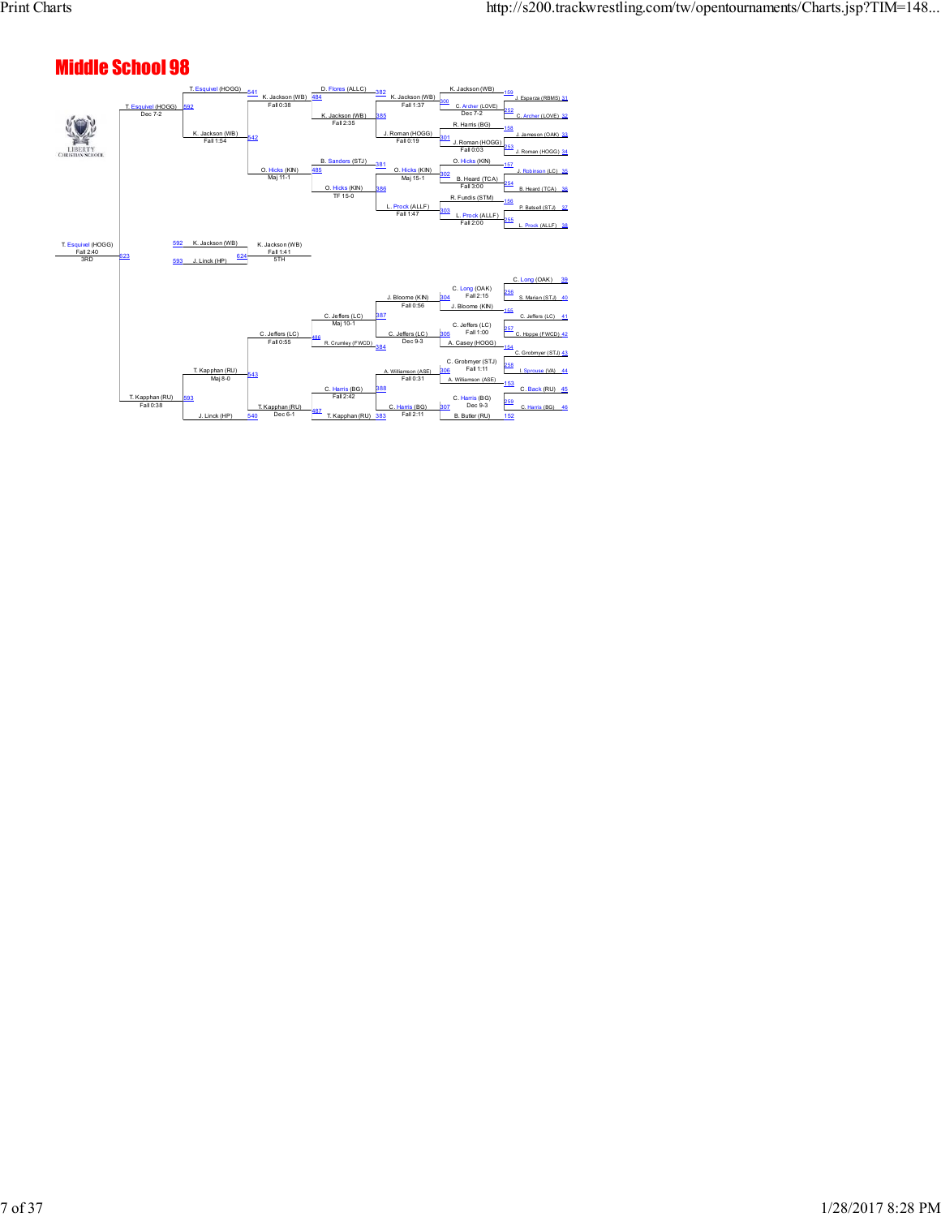# Middle School 98

## Championship Bracket

| Bout | Wrestler 1 | Wrestler 2 | Winner | Result |
|---|---|---|---|---|
| 159 | J. Esparza (RBMS) | C. Archer (LOVE) | C. Archer (LOVE) | |
| 300 | K. Jackson (WB) | C. Archer (LOVE) | K. Jackson (WB) | Dec 7-2 |
| 158 | J. Jameson (OAK) | J. Roman (HOGG) | J. Roman (HOGG) | |
| 301 | R. Harris (BG) | J. Roman (HOGG) | J. Roman (HOGG) | Fall 0:03 |
| 157 | J. Robinson (LC) | B. Heard (TCA) | B. Heard (TCA) | |
| 302 | O. Hicks (KIN) | B. Heard (TCA) | O. Hicks (KIN) | Fall 3:00 |
| 156 | P. Batsell (STJ) | L. Prock (ALLF) | L. Prock (ALLF) | |
| 303 | R. Fundis (STM) | L. Prock (ALLF) | L. Prock (ALLF) | Fall 2:00 |
| 382 | K. Jackson (WB) | D. Flores (ALLC) | K. Jackson (WB) | Fall 1:37 |
| 385 | J. Roman (HOGG) | K. Jackson (WB) | K. Jackson (WB) | Fall 0:19 |
| 381 | O. Hicks (KIN) | B. Sanders (STJ) | O. Hicks (KIN) | Maj 15-1 |
| 386 | L. Prock (ALLF) | O. Hicks (KIN) | O. Hicks (KIN) | Fall 1:47 |
| 484 | D. Flores (ALLC) | K. Jackson (WB) | K. Jackson (WB) | Fall 2:35 |
| 485 | B. Sanders (STJ) | O. Hicks (KIN) | O. Hicks (KIN) | TF 15-0 |
| 541 | T. Esquivel (HOGG) | K. Jackson (WB) | K. Jackson (WB) | Fall 0:38 |
| 542 | K. Jackson (WB) | O. Hicks (KIN) | O. Hicks (KIN) | Maj 11-1 |
| 592 | T. Esquivel (HOGG) | K. Jackson (WB) | T. Esquivel (HOGG) | Dec 7-2 |

## Consolation Bracket

| Bout | Wrestler 1 | Wrestler 2 | Winner | Result |
|---|---|---|---|---|
| 256 | C. Long (OAK) | S. Marian (STJ) | C. Long (OAK) | |
| 304 | J. Bloome (KIN) | C. Long (OAK) | J. Bloome (KIN) | Fall 2:15 |
| 155 | C. Jeffers (LC) | | C. Jeffers (LC) | |
| 257 | C. Jeffers (LC) | C. Hoppe (FWCD) | C. Jeffers (LC) | |
| 305 | C. Jeffers (LC) | A. Casey (HOGG) | C. Jeffers (LC) | Fall 1:00 |
| 154 | C. Grobmyer (STJ) | | C. Grobmyer (STJ) | |
| 258 | C. Grobmyer (STJ) | I. Sprouse (VA) | C. Grobmyer (STJ) | |
| 306 | A. Williamson (ASE) | C. Grobmyer (STJ) | A. Williamson (ASE) | Fall 1:11 |
| 153 | C. Back (RU) | | C. Back (RU) | |
| 259 | C. Harris (BG) | C. Harris (BG) | C. Harris (BG) | |
| 307 | C. Harris (BG) | B. Butler (RU) | C. Harris (BG) | Dec 9-3 |
| 152 | B. Butler (RU) | | | |
| 387 | C. Jeffers (LC) | J. Bloome (KIN) | C. Jeffers (LC) | Fall 0:56 |
| 384 | R. Crumley (FWCD) | C. Jeffers (LC) | C. Jeffers (LC) | Dec 9-3 |
| 388 | A. Williamson (ASE) | C. Harris (BG) | C. Harris (BG) | Fall 0:31 |
| 383 | T. Kapphan (RU) | C. Harris (BG) | T. Kapphan (RU) | Fall 2:11 |
| 486 | C. Jeffers (LC) | R. Crumley (FWCD) | C. Jeffers (LC) | Maj 10-1 |
| 487 | C. Harris (BG) | T. Kapphan (RU) | T. Kapphan (RU) | Fall 2:42 |
| 543 | T. Kapphan (RU) | C. Jeffers (LC) | T. Kapphan (RU) | Fall 0:55 |
| 540 | J. Linck (HP) | T. Kapphan (RU) | T. Kapphan (RU) | Dec 6-1 |
| 593 | T. Kapphan (RU) | J. Linck (HP) | T. Kapphan (RU) | Maj 8-0 |

## 3rd Place

| Bout | Wrestler 1 | Wrestler 2 | Winner | Result |
|---|---|---|---|---|
| 623 | T. Esquivel (HOGG) | T. Kapphan (RU) | T. Esquivel (HOGG) | Fall 2:40 (3RD) |

T. Kapphan (RU) — Fall 0:38

## 5th Place

| Bout | Wrestler 1 | Wrestler 2 | Winner | Result |
|---|---|---|---|---|
| 624 | K. Jackson (WB) (592) | J. Linck (HP) (593) | K. Jackson (WB) | Fall 1:41 (5TH) |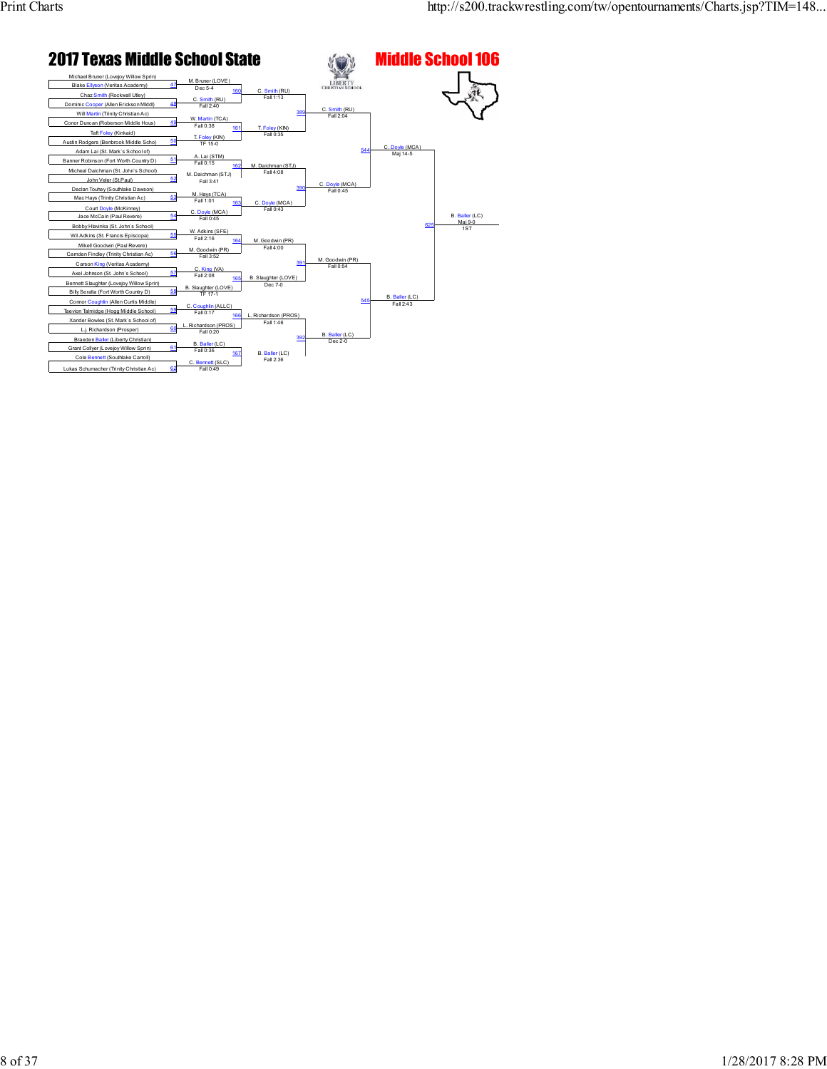# 2017 Texas Middle School State

## Middle School 106

### First Round

| Bout | Wrestler 1 | Wrestler 2 | Winner | Result |
|---|---|---|---|---|
| 47 | Michael Bruner (Lovejoy Willow Sprin) | Blake Ellyson (Veritas Academy) | M. Bruner (LOVE) | Dec 5-4 |
| 48 | Chaz Smith (Rockwall Utley) | Dominic Cooper (Allen Erickson Middl) | C. Smith (RU) | Fall 2:40 |
| 49 | Will Martin (Trinity Christian Ac) | Conor Duncan (Roberson Middle Hous) | W. Martin (TCA) | Fall 0:38 |
| 50 | Taft Foley (Kinkaid) | Austin Rodgers (Benbrook Middle Scho) | T. Foley (KIN) | TF 15-0 |
| 51 | Adam Lai (St. Mark's School of) | Banner Robinson (Fort Worth Country D) | A. Lai (STM) | Fall 0:15 |
| 52 | Micheal Daichman (St. John's School) | John Veler (St.Paul) | M. Daichman (STJ) | Fall 3:41 |
| 53 | Declan Touhey (Southlake Dawson) | Mac Hays (Trinity Christian Ac) | M. Hays (TCA) | Fall 1:01 |
| 54 | Court Doyle (McKinney) | Jace McCain (Paul Revere) | C. Doyle (MCA) | Fall 0:45 |
| 55 | Bobby Hlavinka (St. John's School) | Wil Adkins (St. Francis Episcopa) | W. Adkins (SFE) | Fall 2:16 |
| 56 | Mikell Goodwin (Paul Revere) | Camden Findley (Trinity Christian Ac) | M. Goodwin (PR) | Fall 3:52 |
| 57 | Carson King (Veritas Academy) | Axel Johnson (St. John's School) | C. King (VA) | Fall 2:08 |
| 58 | Bennett Slaughter (Lovejoy Willow Sprin) | Billy Seralta (Fort Worth Country D) | B. Slaughter (LOVE) | TF 17-1 |
| 59 | Connor Coughlin (Allen Curtis Middle) | Taevion Talmidge (Hogg Middle School) | C. Coughlin (ALLC) | Fall 0:17 |
| 60 | Xander Bowles (St. Mark's School of) | L.j. Richardson (Prosper) | L. Richardson (PROS) | Fall 0:20 |
| 61 | Braeden Baller (Liberty Christian) | Grant Collyer (Lovejoy Willow Sprin) | B. Baller (LC) | Fall 0:36 |
| 62 | Cole Bennett (Southlake Carroll) | Lukas Schumacher (Trinity Christian Ac) | C. Bennett (SLC) | Fall 0:49 |

### Second Round

| Bout | Winner | Result |
|---|---|---|
| 160 | C. Smith (RU) | Fall 1:13 |
| 161 | T. Foley (KIN) | Fall 0:35 |
| 162 | M. Daichman (STJ) | Fall 4:08 |
| 163 | C. Doyle (MCA) | Fall 0:43 |
| 164 | M. Goodwin (PR) | Fall 4:00 |
| 165 | B. Slaughter (LOVE) | Dec 7-0 |
| 166 | L. Richardson (PROS) | Fall 1:46 |
| 167 | B. Baller (LC) | Fall 2:36 |

### Quarterfinals

| Bout | Winner | Result |
|---|---|---|
| 389 | C. Smith (RU) | Fall 2:04 |
| 390 | C. Doyle (MCA) | Fall 0:45 |
| 391 | M. Goodwin (PR) | Fall 0:54 |
| 392 | B. Baller (LC) | Dec 2-0 |

### Semifinals

| Bout | Winner | Result |
|---|---|---|
| 544 | C. Doyle (MCA) | Maj 14-5 |
| 545 | B. Baller (LC) | Fall 2:43 |

### Final

| Bout | Winner | Result | Place |
|---|---|---|---|
| 626 | B. Baller (LC) | Maj 9-0 | 1ST |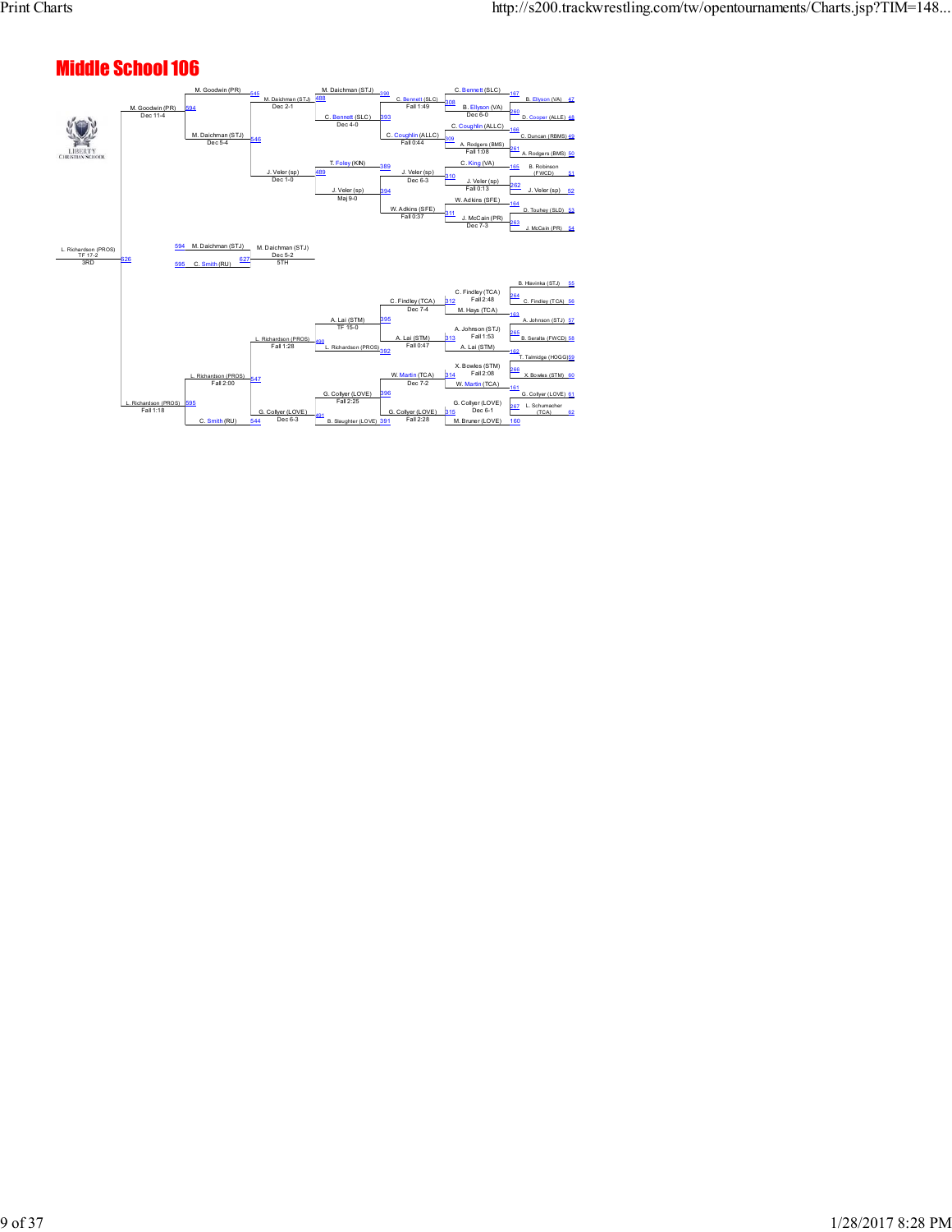# Middle School 106

## Championship Bracket (Top Half)

| First Round | Bout | Second Round | Bout | Quarterfinals | Bout | Semifinals | Bout | Finals |
|---|---|---|---|---|---|---|---|---|
| B. Ellyson (VA) 47 | 167 | C. Bennett (SLC) | 390 | M. Daichman (STJ) | 545 | M. Goodwin (PR) | 594 | M. Goodwin (PR) Dec 11-4 |
| D. Cooper (ALLE) 48 | 260 | B. Ellyson (VA) Dec 6-0 | 308 | C. Bennett (SLC) Fall 1:49 | 488 | M. Daichman (STJ) Dec 2-1 | 546 | M. Daichman (STJ) Dec 5-4 |
| C. Duncan (RBMS) 49 | 166 | C. Coughlin (ALLC) | 393 | C. Bennett (SLC) Dec 4-0 | | | | |
| A. Rodgers (BMS) 50 | 261 | A. Rodgers (BMS) Fall 1:08 | 309 | C. Coughlin (ALLC) Fall 0:44 | | | | |
| B. Robinson (FWCD) 51 | 165 | C. King (VA) | 389 | T. Foley (KIN) | 489 | J. Veler (sp) Dec 1-0 | | |
| J. Veler (sp) 52 | 262 | J. Veler (sp) Fall 0:13 | 310 | J. Veler (sp) Dec 6-3 | 394 | J. Veler (sp) Maj 9-0 | | |
| D. Touhey (SLD) 53 | 164 | W. Adkins (SFE) | 311 | W. Adkins (SFE) Fall 0:37 | | | | |
| J. McCain (PR) 54 | 263 | J. McCain (PR) Dec 7-3 | | | | | | |

## Championship Bracket (Bottom Half)

| First Round | Bout | Second Round | Bout | Quarterfinals | Bout | Semifinals | Bout | Finals |
|---|---|---|---|---|---|---|---|---|
| B. Hlavinka (STJ) 55 | 264 | C. Findley (TCA) Fall 2:48 | 312 | C. Findley (TCA) Dec 7-4 | 395 | A. Lai (STM) TF 15-0 | 490 | L. Richardson (PROS) Fall 1:28 |
| C. Findley (TCA) 56 | 163 | M. Hays (TCA) | | | | | | |
| A. Johnson (STJ) 57 | 265 | A. Johnson (STJ) Fall 1:53 | 313 | A. Lai (STM) Fall 0:47 | 392 | L. Richardson (PROS) | 547 | L. Richardson (PROS) Fall 2:00 |
| B. Serette (FWCD) 58 | 162 | A. Lai (STM) | | | | | | |
| T. Talmidge (HOGG) 59 | 266 | X. Bowles (STM) Fall 2:08 | 314 | W. Martin (TCA) Dec 7-2 | 396 | G. Collyer (LOVE) Fall 2:25 | 491 | G. Collyer (LOVE) Dec 6-3 |
| X. Bowles (STM) 60 | 161 | W. Martin (TCA) | | | | | | |
| G. Collyer (LOVE) 61 | 267 | G. Collyer (LOVE) Dec 6-1 | 315 | G. Collyer (LOVE) Fall 2:28 | 391 | B. Slaughter (LOVE) | 544 | C. Smith (RU) |
| L. Schumacher (TCA) 62 | 160 | M. Bruner (LOVE) | | | | | | |

Semifinal (595): L. Richardson (PROS) Fall 1:18

## Placement Matches

- 3RD (626): L. Richardson (PROS) TF 17-2
- 5TH (627): 594 M. Daichman (STJ) vs. 595 C. Smith (RU) — M. Daichman (STJ) Dec 5-2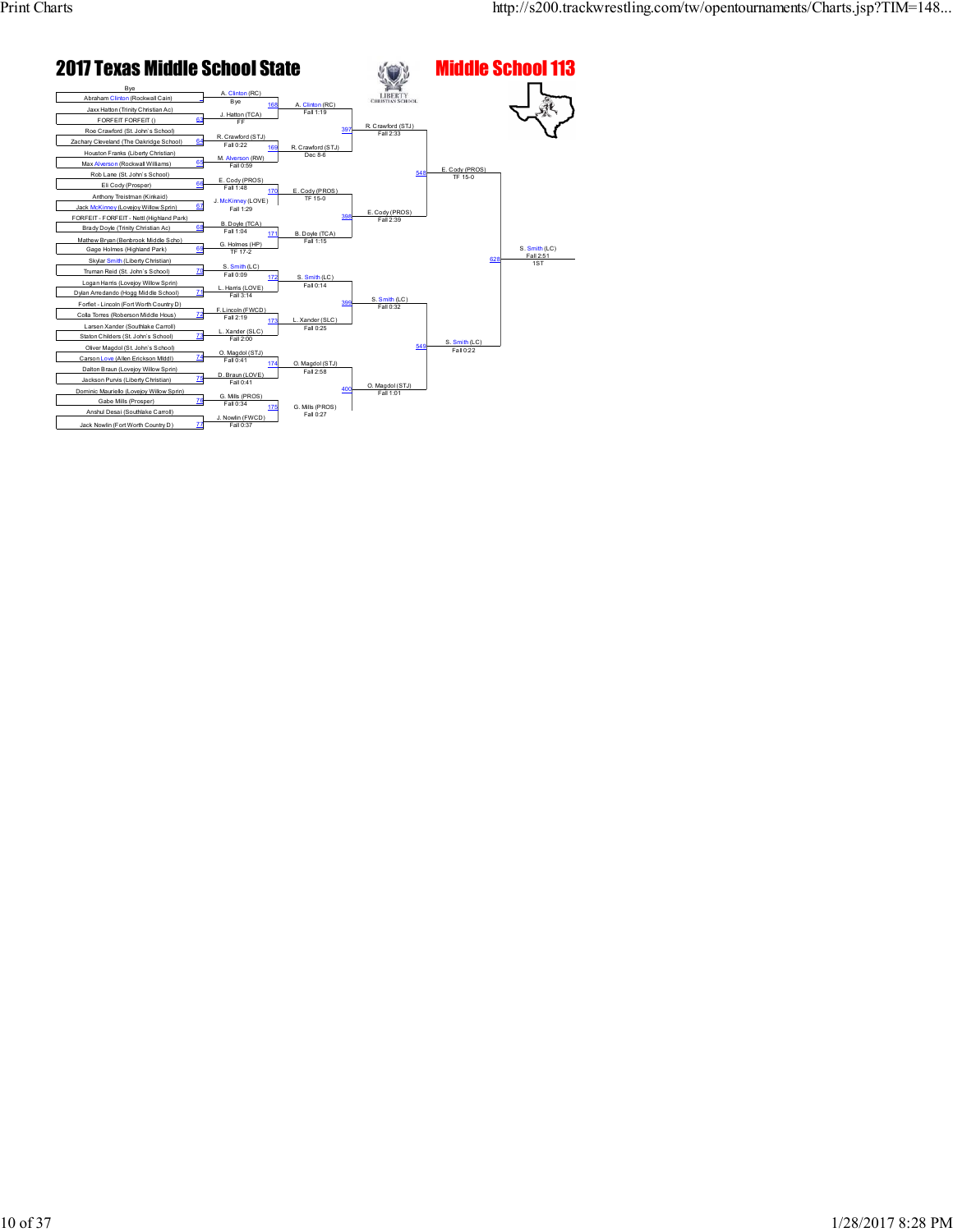# 2017 Texas Middle School State

## Middle School 113

### First Round

| Bout | Wrestler 1 | Wrestler 2 | Winner | Result |
|---|---|---|---|---|
| | Bye | Abraham Clinton (Rockwall Cain) | A. Clinton (RC) | Bye |
| 63 | Jaxx Hatton (Trinity Christian Ac) | FORFEIT FORFEIT () | J. Hatton (TCA) | FF |
| 64 | Roe Crawford (St. John's School) | Zachary Cleveland (The Oakridge School) | R. Crawford (STJ) | Fall 0:22 |
| 65 | Houston Franks (Liberty Christian) | Max Alverson (Rockwall Williams) | M. Alverson (RW) | Fall 0:59 |
| 66 | Rob Lane (St. John's School) | Eli Cody (Prosper) | E. Cody (PROS) | Fall 1:48 |
| 67 | Anthony Treistman (Kinkaid) | Jack McKinney (Lovejoy Willow Sprin) | J. McKinney (LOVE) | Fall 1:29 |
| 68 | FORFEIT - FORFEIT - Nettl (Highland Park) | Brady Doyle (Trinity Christian Ac) | B. Doyle (TCA) | Fall 1:04 |
| 69 | Mathew Bryan (Benbrook Middle Scho) | Gage Holmes (Highland Park) | G. Holmes (HP) | TF 17-2 |
| 70 | Skylar Smith (Liberty Christian) | Truman Reid (St. John's School) | S. Smith (LC) | Fall 0:09 |
| 71 | Logan Harris (Lovejoy Willow Sprin) | Dylan Arredando (Hogg Middle School) | L. Harris (LOVE) | Fall 3:14 |
| 72 | Forfiet - Lincoln (Fort Worth Country D) | Colla Torres (Roberson Middle Hous) | F. Lincoln (FWCD) | Fall 2:19 |
| 73 | Larsen Xander (Southlake Carroll) | Staton Childers (St. John's School) | L. Xander (SLC) | Fall 2:00 |
| 74 | Oliver Magdol (St. John's School) | Carson Love (Allen Erickson Middl) | O. Magdol (STJ) | Fall 0:41 |
| 75 | Dalton Braun (Lovejoy Willow Sprin) | Jackson Purvis (Liberty Christian) | D. Braun (LOVE) | Fall 0:41 |
| 76 | Dominic Mauriello (Lovejoy Willow Sprin) | Gabe Mills (Prosper) | G. Mills (PROS) | Fall 0:34 |
| 77 | Anshul Desai (Southlake Carroll) | Jack Nowlin (Fort Worth Country D) | J. Nowlin (FWCD) | Fall 0:37 |

### Second Round

| Bout | Winner | Result |
|---|---|---|
| 168 | A. Clinton (RC) | Fall 1:19 |
| 169 | R. Crawford (STJ) | Dec 8-6 |
| 170 | E. Cody (PROS) | TF 15-0 |
| 171 | B. Doyle (TCA) | Fall 1:15 |
| 172 | S. Smith (LC) | Fall 0:14 |
| 173 | L. Xander (SLC) | Fall 0:25 |
| 174 | O. Magdol (STJ) | Fall 2:58 |
| 175 | G. Mills (PROS) | Fall 0:27 |

### Quarterfinals

| Bout | Winner | Result |
|---|---|---|
| 397 | R. Crawford (STJ) | Fall 2:33 |
| 398 | E. Cody (PROS) | Fall 2:39 |
| 399 | S. Smith (LC) | Fall 0:32 |
| 400 | O. Magdol (STJ) | Fall 1:01 |

### Semifinals

| Bout | Winner | Result |
|---|---|---|
| 548 | E. Cody (PROS) | TF 15-0 |
| 549 | S. Smith (LC) | Fall 0:22 |

### Final

| Bout | Winner | Result | Place |
|---|---|---|---|
| 628 | S. Smith (LC) | Fall 2:51 | 1ST |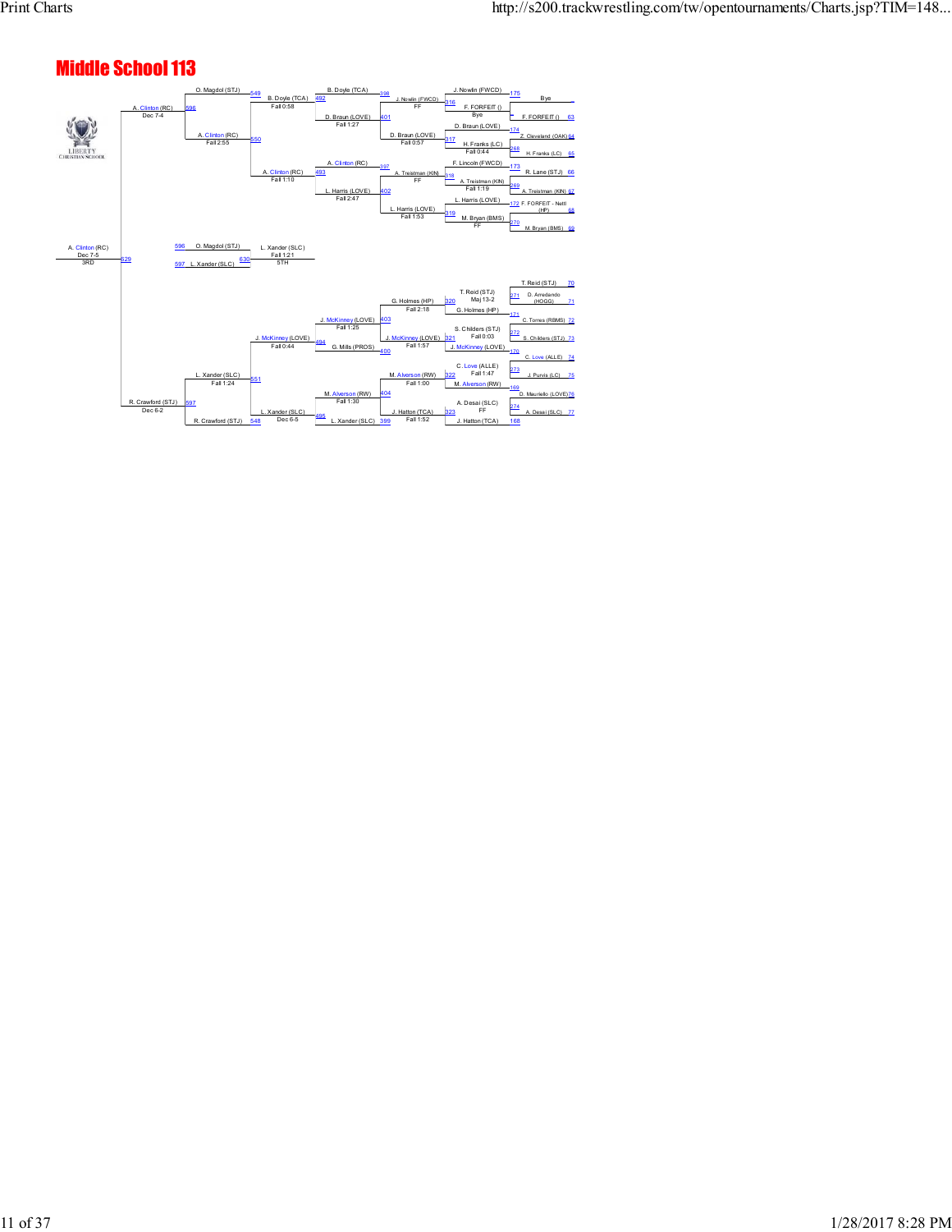# Middle School 113

## Championship Bracket

**First Round**
- 175: Bye vs. F. FORFEIT () 63 — J. Nowlin (FWCD)
- 174: Z. Cleveland (OAK) 64 vs. H. Franks (LC) 65 — D. Braun (LOVE)
- 173: R. Lane (STJ) 66 vs. A. Treistman (KIN) 67 — F. Lincoln (FWCD)
- 172: F. FORFEIT - Nettl (HP) 68 vs. M. Bryan (BMS) 69 — L. Harris (LOVE)
- 171: T. Reid (STJ) 70 vs. D. Arredando (HOGG) 71 — G. Holmes (HP)
- 170: C. Torres (RBMS) 72 vs. S. Childers (STJ) 73 — J. McKinney (LOVE)
- 169: C. Love (ALLE) 74 vs. J. Purvis (LC) 75 — M. Alverson (RW)
- 168: D. Mauriello (LOVE) 76 vs. A. Desai (SLC) 77 — J. Hatton (TCA)

**Preliminary / Second Round**
- 316: J. Nowlin (FWCD) over F. FORFEIT () — Bye
- 268: H. Franks (LC)
- 317: D. Braun (LOVE) over H. Franks (LC) — Fall 0:44
- 269: A. Treistman (KIN)
- 318: A. Treistman (KIN) over F. Lincoln (FWCD) — Fall 1:19
- 270: M. Bryan (BMS)
- 319: L. Harris (LOVE) over M. Bryan (BMS) — FF
- 271: D. Arredando (HOGG)
- 320: G. Holmes (HP) over T. Reid (STJ) — Maj 13-2
- 272: S. Childers (STJ)
- 321: J. McKinney (LOVE) over S. Childers (STJ) — Fall 0:03
- 273: J. Purvis (LC)
- 322: M. Alverson (RW) over C. Love (ALLE) — Fall 1:47
- 274: A. Desai (SLC)
- 323: J. Hatton (TCA) over A. Desai (SLC) — FF

**Quarterfinals / Consolation**
- 398: B. Doyle (TCA)
- 401: D. Braun (LOVE) over J. Nowlin (FWCD) — FF; D. Braun (LOVE) — Fall 0:57
- 397: A. Clinton (RC)
- 402: L. Harris (LOVE) over A. Treistman (KIN) — FF; L. Harris (LOVE) — Fall 1:53
- 403: G. Holmes (HP) — Fall 2:18
- 400: J. McKinney (LOVE) — Fall 1:57; G. Mills (PROS)
- 404: M. Alverson (RW) — Fall 1:00
- 399: J. Hatton (TCA) — Fall 1:52; L. Xander (SLC)

**Next Round**
- 492: B. Doyle (TCA) over D. Braun (LOVE) — Fall 1:27
- 493: A. Clinton (RC) over L. Harris (LOVE) — Fall 2:47
- 494: J. McKinney (LOVE) over G. Mills (PROS) — Fall 1:25
- 495: M. Alverson (RW) / L. Xander (SLC) — Fall 1:30

**Next Round**
- 549: O. Magdol (STJ)
- 550: B. Doyle (TCA) — Fall 0:58; A. Clinton (RC) — Fall 1:10
- 551: J. McKinney (LOVE) — Fall 0:44; L. Xander (SLC) — Dec 6-5
- 548: R. Crawford (STJ)

**Next Round**
- 596: A. Clinton (RC) — Fall 2:55; O. Magdol (STJ) vs. A. Clinton (RC)
- 597: L. Xander (SLC) — Fall 1:24; R. Crawford (STJ)

**Next Round**
- A. Clinton (RC) — Dec 7-4
- R. Crawford (STJ) — Dec 6-2

**3rd Place**
- 629: A. Clinton (RC) — Dec 7-5 — 3RD

**5th Place**
- 596: O. Magdol (STJ)
- 597: L. Xander (SLC)
- 630: L. Xander (SLC) — Fall 1:21 — 5TH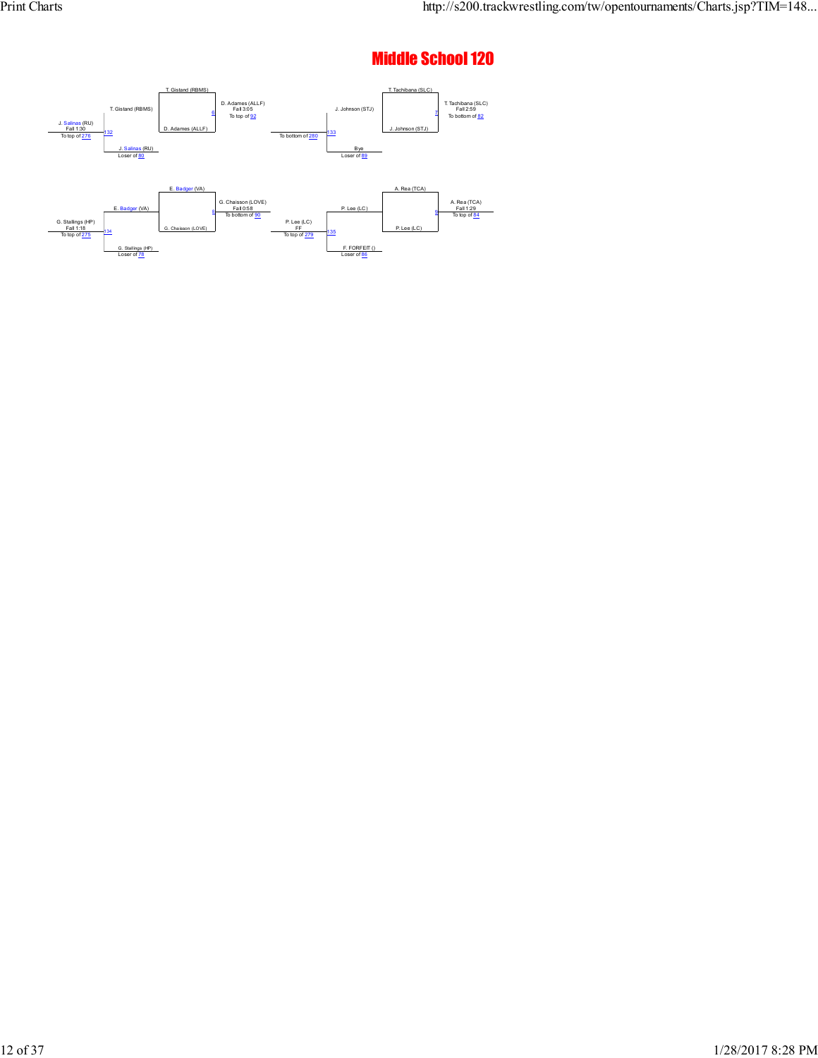# Middle School 120

T. Gistand (RBMS)

T. Gistand (RBMS)

J. Salinas (RU)
Fall 1:30
To top of 276

132

J. Salinas (RU)
Loser of 80

6

D. Adames (ALLF)

D. Adames (ALLF)
Fall 3:05
To top of 92

To bottom of 280

133

J. Johnson (STJ)

Bye
Loser of 89

T. Tachibana (SLC)

7

J. Johnson (STJ)

T. Tachibana (SLC)
Fall 2:59
To bottom of 82

E. Badger (VA)

E. Badger (VA)

G. Stallings (HP)
Fall 1:18
To top of 275

134

G. Stallings (HP)
Loser of 78

8

G. Chaisson (LOVE)

G. Chaisson (LOVE)
Fall 0:58
To bottom of 90

P. Lee (LC)
FF
To top of 279

135

P. Lee (LC)

F. FORFEIT ()
Loser of 86

A. Rea (TCA)

9

P. Lee (LC)

A. Rea (TCA)
Fall 1:29
To top of 84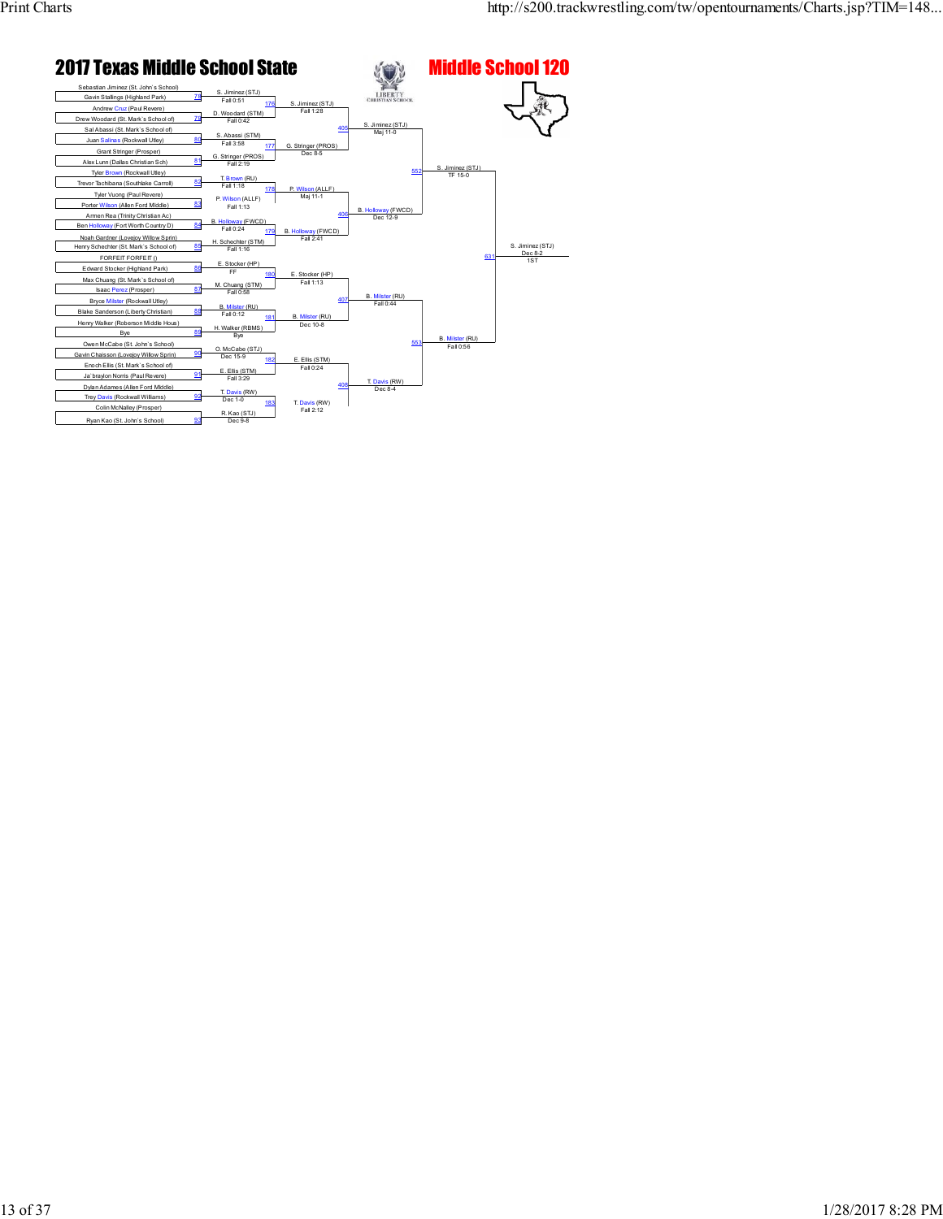# 2017 Texas Middle School State

## Middle School 120

LIBERTY CHRISTIAN SCHOOL

### First Round

| Match | Wrestler 1 | Wrestler 2 | Winner | Result |
|---|---|---|---|---|
| 78 | Sebastian Jiminez (St. John's School) | Gavin Stallings (Highland Park) | S. Jiminez (STJ) | Fall 0:51 |
| 79 | Andrew Cruz (Paul Revere) | Drew Woodard (St. Mark's School of) | D. Woodard (STM) | Fall 0:42 |
| 80 | Sal Abassi (St. Mark's School of) | Juan Salinas (Rockwall Utley) | S. Abassi (STM) | Fall 3:58 |
| 81 | Grant Stringer (Prosper) | Alex Lunn (Dallas Christian Sch) | G. Stringer (PROS) | Fall 2:19 |
| 82 | Tyler Brown (Rockwall Utley) | Trevor Tachibana (Southlake Carroll) | T. Brown (RU) | Fall 1:18 |
| 83 | Tyler Vuong (Paul Revere) | Porter Wilson (Allen Ford Middle) | P. Wilson (ALLF) | Fall 1:13 |
| 84 | Armen Rea (Trinity Christian Ac) | Ben Holloway (Fort Worth Country D) | B. Holloway (FWCD) | Fall 0:24 |
| 85 | Noah Gardner (Lovejoy Willow Sprin) | Henry Schechter (St. Mark's School of) | H. Schechter (STM) | Fall 1:16 |
| 86 | FORFEIT FORFEIT () | Edward Stocker (Highland Park) | E. Stocker (HP) | FF |
| 87 | Max Chuang (St. Mark's School of) | Isaac Perez (Prosper) | M. Chuang (STM) | Fall 0:58 |
| 88 | Bryce Milster (Rockwall Utley) | Blake Sanderson (Liberty Christian) | B. Milster (RU) | Fall 0:12 |
| 89 | Henry Walker (Roberson Middle Hous) | Bye | H. Walker (RBMS) | Bye |
| 90 | Owen McCabe (St. John's School) | Gavin Chaisson (Lovejoy Willow Sprin) | O. McCabe (STJ) | Dec 15-9 |
| 91 | Enoch Ellis (St. Mark's School of) | Ja'braylon Norris (Paul Revere) | E. Ellis (STM) | Fall 3:29 |
| 92 | Dylan Adames (Allen Ford Middle) | Trey Davis (Rockwall Williams) | T. Davis (RW) | Dec 1-0 |
| 93 | Colin McNalley (Prosper) | Ryan Kao (St. John's School) | R. Kao (STJ) | Dec 9-8 |

### Second Round

| Match | Winner | Result |
|---|---|---|
| 176 | S. Jiminez (STJ) | Fall 1:28 |
| 177 | G. Stringer (PROS) | Dec 8-5 |
| 178 | P. Wilson (ALLF) | Maj 11-1 |
| 179 | B. Holloway (FWCD) | Fall 2:41 |
| 180 | E. Stocker (HP) | Fall 1:13 |
| 181 | B. Milster (RU) | Dec 10-8 |
| 182 | E. Ellis (STM) | Fall 0:24 |
| 183 | T. Davis (RW) | Fall 2:12 |

### Quarterfinals

| Match | Winner | Result |
|---|---|---|
| 405 | S. Jiminez (STJ) | Maj 11-0 |
| 406 | B. Holloway (FWCD) | Dec 12-9 |
| 407 | B. Milster (RU) | Fall 0:44 |
| 408 | T. Davis (RW) | Dec 8-4 |

### Semifinals

| Match | Winner | Result |
|---|---|---|
| 552 | S. Jiminez (STJ) | TF 15-0 |
| 553 | B. Milster (RU) | Fall 0:56 |

### Final

| Match | Winner | Result |
|---|---|---|
| 631 | S. Jiminez (STJ) | Dec 8-2 |

1ST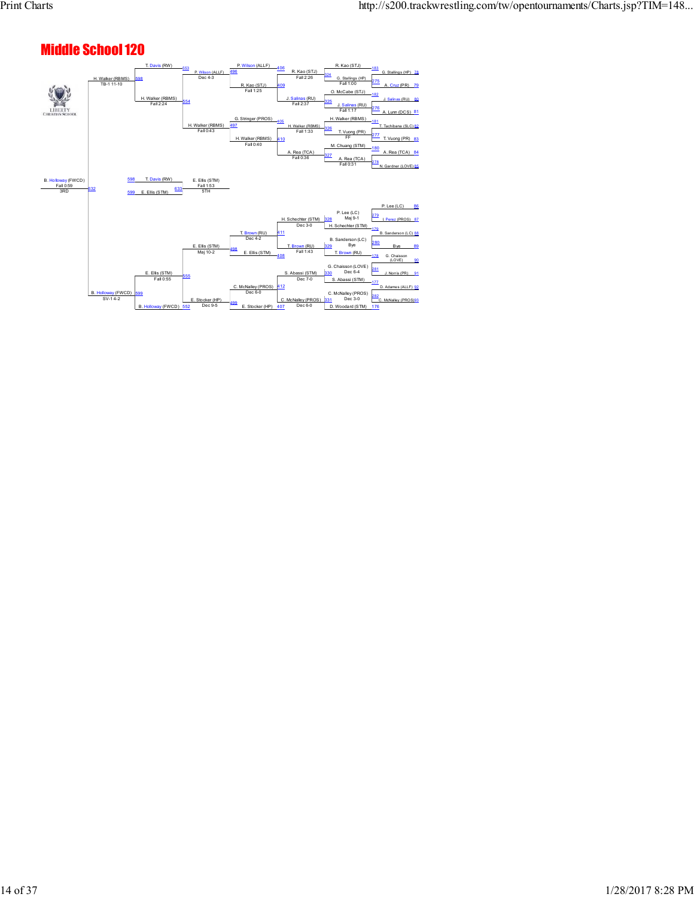# Middle School 120

LIBERTY CHRISTIAN SCHOOL

**Championship Bracket – Upper Half**

| Match | Winner | Result | Loser |
|---|---|---|---|
| 183 | R. Kao (STJ) | | (first round) |
| 275 | G. Stallings (HP) | Fall 1:00 | A. Cruz (PR) |
| 182 | O. McCabe (STJ) | | |
| 276 | J. Salinas (RU) | Fall 1:17 | A. Lunn (DCS) |
| 181 | H. Walker (RBMS) | | |
| 277 | T. Vuong (PR) | FF | T. Tachibana (SLC) |
| 180 | M. Chuang (STM) | | |
| 278 | A. Rea (TCA) | Fall 0:31 | N. Gardner (LOVE) |
| 324 | R. Kao (STJ) | Fall 2:26 | G. Stallings (HP) |
| 325 | J. Salinas (RU) | Fall 2:37 | O. McCabe (STJ) |
| 326 | H. Walker (RBMS) | Fall 1:33 | T. Vuong (PR) |
| 327 | A. Rea (TCA) | Fall 0:36 | M. Chuang (STM) |
| 409 | R. Kao (STJ) | Fall 1:25 | J. Salinas (RU) |
| 410 | H. Walker (RBMS) | Fall 0:40 | A. Rea (TCA) |
| 406 | P. Wilson (ALLF) | | |
| 405 | G. Stringer (PROS) | | |
| 496 | P. Wilson (ALLF) | Dec 4-3 | R. Kao (STJ) |
| 497 | H. Walker (RBMS) | Fall 0:43 | G. Stringer (PROS) |
| 553 | T. Davis (RW) | | |
| 554 | H. Walker (RBMS) | Fall 2:24 | P. Wilson (ALLF) |
| 598 | H. Walker (RBMS) | TB-1 11-10 | T. Davis (RW) |

Seeds/lines: G. Stallings (HP) 78, A. Cruz (PR) 79, J. Salinas (RU) 80, A. Lunn (DCS) 81, T. Tachibana (SLC) 82, T. Vuong (PR) 83, A. Rea (TCA) 84, N. Gardner (LOVE) 85

**Championship Bracket – Lower Half**

| Match | Winner | Result | Loser |
|---|---|---|---|
| 279 | P. Lee (LC) | Maj 9-1 | I. Perez (PROS) |
| 179 | H. Schechter (STM) | | |
| 280 | B. Sanderson (LC) | Bye | Bye |
| 178 | T. Brown (RU) | | |
| 281 | G. Chaisson (LOVE) | Dec 6-4 | J. Norris (PR) |
| 177 | S. Abassi (STM) | | |
| 282 | C. McNalley (PROS) | Dec 3-0 | D. Adames (ALLF) |
| 176 | D. Woodard (STM) | | |
| 328 | H. Schechter (STM) | Dec 3-0 | P. Lee (LC) |
| 329 | T. Brown (RU) | Fall 1:43 | B. Sanderson (LC) |
| 330 | S. Abassi (STM) | Dec 7-0 | G. Chaisson (LOVE) |
| 331 | C. McNalley (PROS) | Dec 6-0 | D. Woodard (STM) |
| 411 | T. Brown (RU) | Dec 4-2 | H. Schechter (STM) |
| 412 | C. McNalley (PROS) | Dec 6-0 | S. Abassi (STM) |
| 408 | E. Ellis (STM) | | |
| 407 | E. Stocker (HP) | | |
| 498 | E. Ellis (STM) | Maj 10-2 | T. Brown (RU) |
| 499 | E. Stocker (HP) | Dec 9-5 | C. McNalley (PROS) |
| 555 | E. Ellis (STM) | Fall 0:55 | E. Stocker (HP) |
| 552 | B. Holloway (FWCD) | | |
| 599 | B. Holloway (FWCD) | SV-1 4-2 | E. Ellis (STM) |

Seeds/lines: P. Lee (LC) 86, I. Perez (PROS) 87, B. Sanderson (LC) 88, Bye 89, G. Chaisson (LOVE) 90, J. Norris (PR) 91, D. Adames (ALLF) 92, C. McNalley (PROS) 93

**Placement Matches**

| Match | Winner | Result | Loser | Place |
|---|---|---|---|---|
| 632 | B. Holloway (FWCD) | Fall 0:59 | H. Walker (RBMS) | 3RD |
| 633 | E. Ellis (STM) | Fall 1:53 | T. Davis (RW) | 5TH |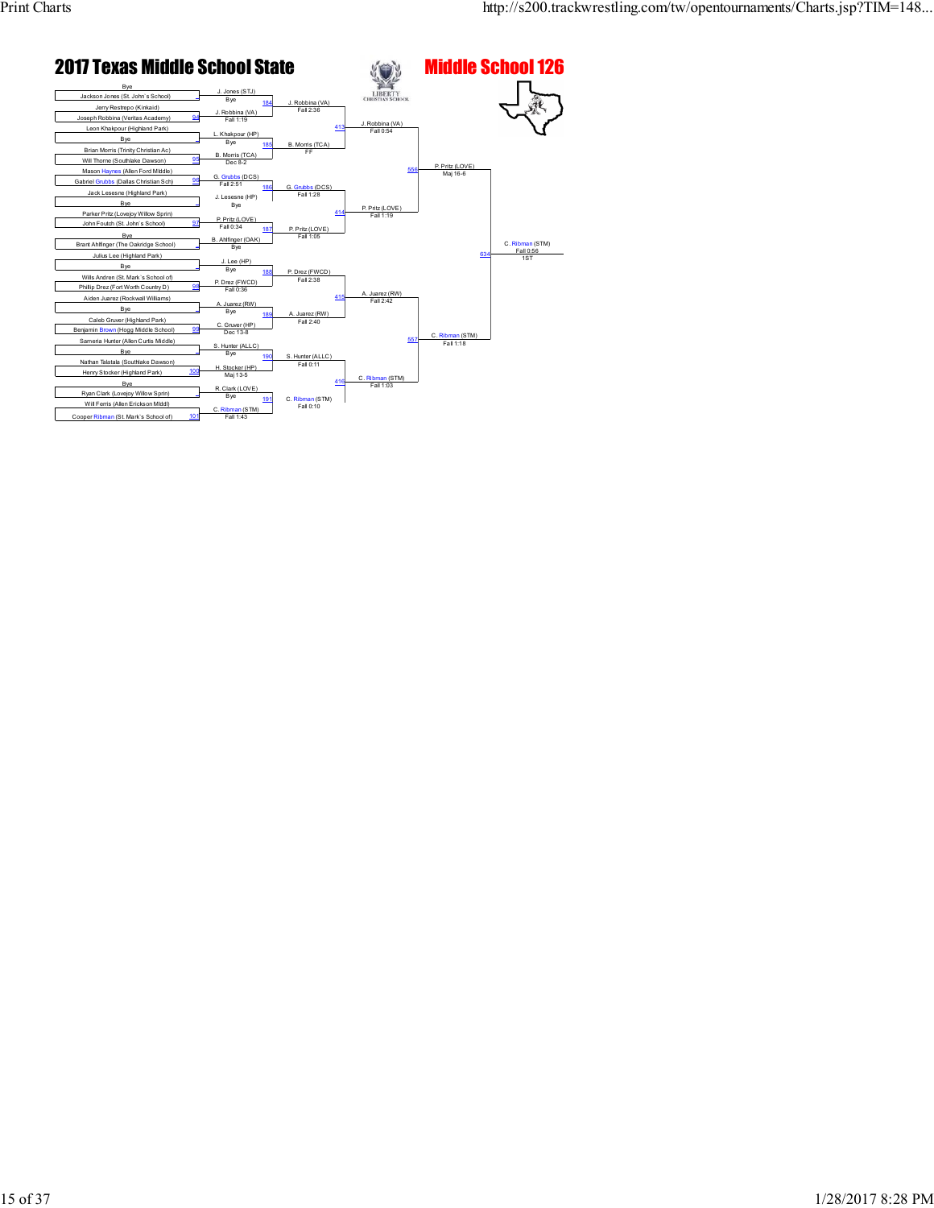# 2017 Texas Middle School State

## Middle School 126

### Round 1 (First Round)

| Bout | Wrestler 1 | Wrestler 2 | Winner | Result |
|---|---|---|---|---|
| | Bye | Jackson Jones (St. John's School) | J. Jones (STJ) | Bye |
| 94 | Jerry Restrepo (Kinkaid) | Joseph Robbina (Veritas Academy) | J. Robbina (VA) | Fall 1:19 |
| | Leon Khakpour (Highland Park) | Bye | L. Khakpour (HP) | Bye |
| 95 | Brian Morris (Trinity Christian Ac) | Will Thorne (Southlake Dawson) | B. Morris (TCA) | Dec 8-2 |
| 96 | Mason Haynes (Allen Ford Middle) | Gabriel Grubbs (Dallas Christian Sch) | G. Grubbs (DCS) | Fall 2:51 |
| | Jack Lesesne (Highland Park) | Bye | J. Lesesne (HP) | Bye |
| 97 | Parker Pritz (Lovejoy Willow Sprin) | John Foutch (St. John's School) | P. Pritz (LOVE) | Fall 0:34 |
| | Bye | Brant Ahlfinger (The Oakridge School) | B. Ahlfinger (OAK) | Bye |
| | Julius Lee (Highland Park) | Bye | J. Lee (HP) | Bye |
| 98 | Wills Andren (St. Mark's School of) | Phillip Drez (Fort Worth Country D) | P. Drez (FWCD) | Fall 0:36 |
| | Aiden Juarez (Rockwall Williams) | Bye | A. Juarez (RW) | Bye |
| 99 | Caleb Gruver (Highland Park) | Benjamin Brown (Hogg Middle School) | C. Gruver (HP) | Dec 13-8 |
| | Sameria Hunter (Allen Curtis Middle) | Bye | S. Hunter (ALLC) | Bye |
| 100 | Nathan Talatala (Southlake Dawson) | Henry Stocker (Highland Park) | H. Stocker (HP) | Maj 13-5 |
| | Bye | Ryan Clark (Lovejoy Willow Sprin) | R. Clark (LOVE) | Bye |
| 101 | Will Ferris (Allen Erickson Middl) | Cooper Ribman (St. Mark's School of) | C. Ribman (STM) | Fall 1:43 |

### Round 2

| Bout | Winner | Result |
|---|---|---|
| 184 | J. Robbina (VA) | Fall 2:36 |
| 185 | B. Morris (TCA) | FF |
| 186 | G. Grubbs (DCS) | Fall 1:28 |
| 187 | P. Pritz (LOVE) | Fall 1:05 |
| 188 | P. Drez (FWCD) | Fall 2:38 |
| 189 | A. Juarez (RW) | Fall 2:40 |
| 190 | S. Hunter (ALLC) | Fall 0:11 |
| 191 | C. Ribman (STM) | Fall 0:10 |

### Quarterfinals

| Bout | Winner | Result |
|---|---|---|
| 413 | J. Robbina (VA) | Fall 0:54 |
| 414 | P. Pritz (LOVE) | Fall 1:19 |
| 415 | A. Juarez (RW) | Fall 2:42 |
| 416 | C. Ribman (STM) | Fall 1:03 |

### Semifinals

| Bout | Winner | Result |
|---|---|---|
| 556 | P. Pritz (LOVE) | Maj 16-6 |
| 557 | C. Ribman (STM) | Fall 1:18 |

### Final

| Bout | Winner | Result | Place |
|---|---|---|---|
| 634 | C. Ribman (STM) | Fall 0:56 | 1ST |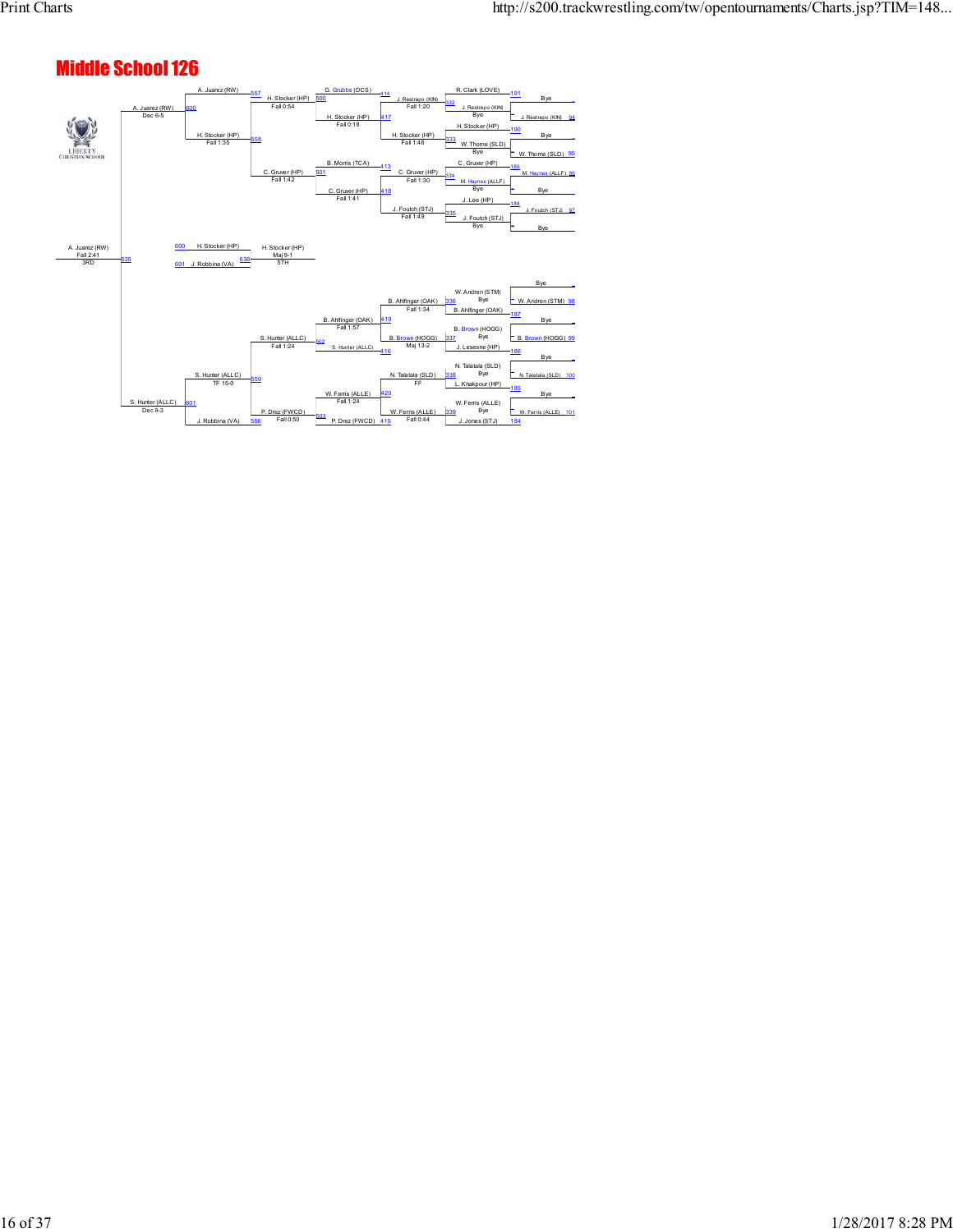# Middle School 126

## Championship Bracket

| Match | Wrestler | Result |
|---|---|---|
| 191 | R. Clark (LOVE) vs Bye | |
| 94 | J. Restrepo (KIN) vs Bye | |
| 190 | H. Stocker (HP) vs Bye | |
| 95 | W. Thome (SLD) vs Bye | |
| 189 | C. Gruver (HP) vs Bye | |
| 96 | M. Haynes (ALLF) vs Bye | |
| 188 | J. Lee (HP) vs Bye | |
| 97 | J. Foutch (STJ) vs Bye | |
| 332 | J. Restrepo (KIN) over R. Clark (LOVE) | Fall 1:20 |
| 333 | H. Stocker (HP) over W. Thome (SLD) | Fall 1:46 |
| 334 | C. Gruver (HP) over M. Haynes (ALLF) | Fall 1:30 |
| 335 | J. Foutch (STJ) over J. Lee (HP) | Fall 1:49 |
| 414 | G. Grubbs (DCS) vs J. Restrepo (KIN) | |
| 417 | H. Stocker (HP) over G. Grubbs (DCS) | Fall 0:18 |
| 413 | B. Morris (TCA) vs C. Gruver (HP) | |
| 418 | C. Gruver (HP) over J. Foutch (STJ) | Fall 1:41 |
| 500 | H. Stocker (HP) | Fall 0:54 |
| 501 | C. Gruver (HP) | Fall 1:42 |
| 557 | A. Juarez (RW) | |
| 558 | H. Stocker (HP) | Fall 1:35 |
| 600 | A. Juarez (RW) | Dec 6-5 |
| 336 | W. Andren (STM) vs B. Ahlfinger (OAK) | B. Ahlfinger (OAK) Fall 1:34 |
| 98 | W. Andren (STM) vs Bye | |
| 187 | B. Ahlfinger (OAK) vs Bye | |
| 337 | B. Brown (HOGG) vs J. Lesesne (HP) | B. Brown (HOGG) Maj 13-2 |
| 99 | B. Brown (HOGG) vs Bye | |
| 186 | J. Lesesne (HP) vs Bye | |
| 338 | N. Talatala (SLD) vs L. Khakpour (HP) | N. Talatala (SLD) FF |
| 100 | N. Talatala (SLD) vs Bye | |
| 185 | L. Khakpour (HP) vs Bye | |
| 339 | W. Ferris (ALLE) vs J. Jones (STJ) | W. Ferris (ALLE) Fall 0:44 |
| 101 | W. Ferris (ALLE) vs Bye | |
| 184 | J. Jones (STJ) vs Bye | |
| 419 | B. Ahlfinger (OAK) | Fall 1:57 |
| 416 | S. Hunter (ALLC) | |
| 420 | W. Ferris (ALLE) | Fall 1:24 |
| 415 | P. Drez (FWCD) | |
| 502 | S. Hunter (ALLC) | Fall 1:24 |
| 503 | P. Drez (FWCD) | Fall 0:50 |
| 559 | S. Hunter (ALLC) | TF 15-0 |
| 556 | J. Robbina (VA) | |
| 601 | S. Hunter (ALLC) | Dec 9-3 |
| 635 | A. Juarez (RW) | Fall 2:41 — 3RD |

## 5th Place

| Match | Wrestler | Result |
|---|---|---|
| 600 | H. Stocker (HP) | |
| 601 | J. Robbina (VA) | |
| 636 | H. Stocker (HP) | Maj 9-1 — 5TH |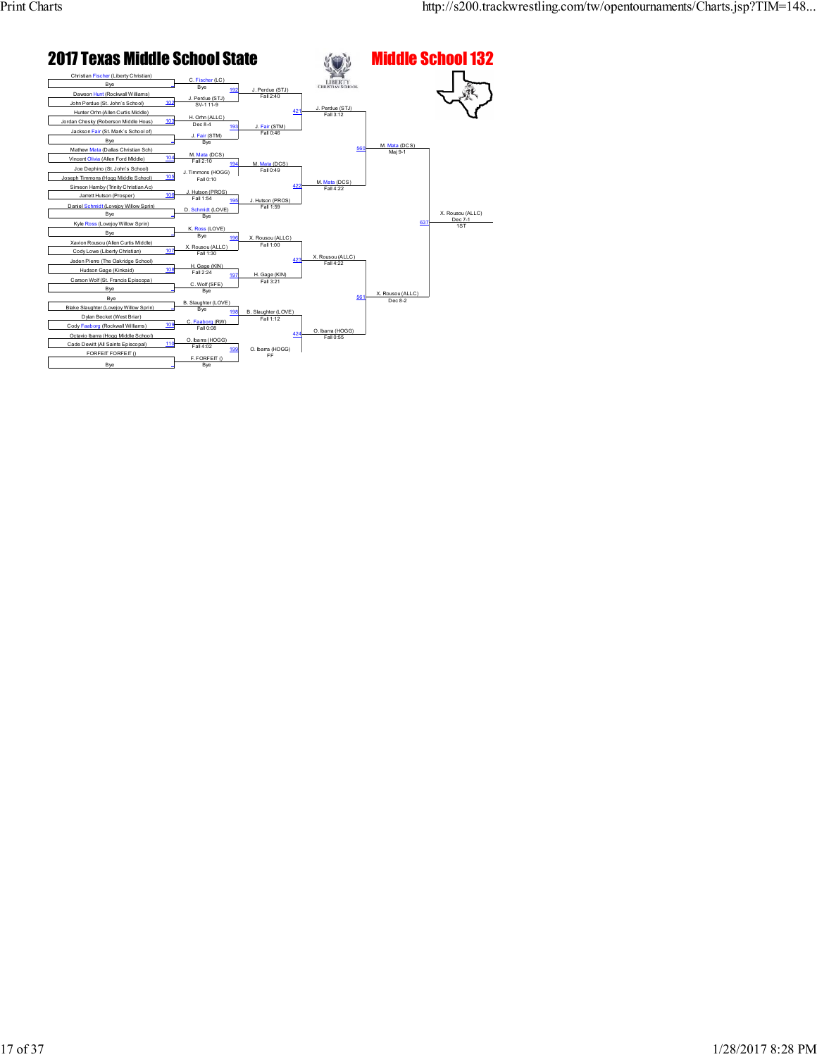# 2017 Texas Middle School State

## Middle School 132

### First Round

| Match | Wrestler 1 | Wrestler 2 | Winner | Result |
|---|---|---|---|---|
| - | Christian Fischer (Liberty Christian) | Bye | C. Fischer (LC) | Bye |
| 102 | Dawson Hunt (Rockwall Williams) | John Perdue (St. John's School) | J. Perdue (STJ) | SV-1 11-9 |
| 103 | Hunter Orhn (Allen Curtis Middle) | Jordan Chesky (Roberson Middle Hous) | H. Orhn (ALLC) | Dec 8-4 |
| - | Jackson Fair (St. Mark's School of) | Bye | J. Fair (STM) | Bye |
| 104 | Mathew Mata (Dallas Christian Sch) | Vincent Olivia (Allen Ford Middle) | M. Mata (DCS) | Fall 2:10 |
| 105 | Joe Dephino (St. John's School) | Joseph Timmons (Hogg Middle School) | J. Timmons (HOGG) | Fall 0:10 |
| 106 | Simeon Hamby (Trinity Christian Ac) | Jarrett Hutson (Prosper) | J. Hutson (PROS) | Fall 1:54 |
| - | Daniel Schmidt (Lovejoy Willow Sprin) | Bye | D. Schmidt (LOVE) | Bye |
| - | Kyle Ross (Lovejoy Willow Sprin) | Bye | K. Ross (LOVE) | Bye |
| 107 | Xavion Rousou (Allen Curtis Middle) | Cody Lowe (Liberty Christian) | X. Rousou (ALLC) | Fall 1:30 |
| 108 | Jaden Pierre (The Oakridge School) | Hudson Gage (Kinkaid) | H. Gage (KIN) | Fall 2:24 |
| - | Carson Wolf (St. Francis Episcopa) | Bye | C. Wolf (SFE) | Bye |
| - | Bye | Blake Slaughter (Lovejoy Willow Sprin) | B. Slaughter (LOVE) | Bye |
| 109 | Dylan Becket (West Briar) | Cody Faaborg (Rockwall Williams) | C. Faaborg (RW) | Fall 0:08 |
| 110 | Octavio Ibarra (Hogg Middle School) | Cade Dewitt (All Saints Episcopal) | O. Ibarra (HOGG) | Fall 4:02 |
| - | FORFEIT FORFEIT () | Bye | F. FORFEIT () | Bye |

### Second Round

| Match | Winner | Result |
|---|---|---|
| 192 | J. Perdue (STJ) | Fall 2:40 |
| 193 | J. Fair (STM) | Fall 0:46 |
| 194 | M. Mata (DCS) | Fall 0:49 |
| 195 | J. Hutson (PROS) | Fall 1:59 |
| 196 | X. Rousou (ALLC) | Fall 1:00 |
| 197 | H. Gage (KIN) | Fall 3:21 |
| 198 | B. Slaughter (LOVE) | Fall 1:12 |
| 199 | O. Ibarra (HOGG) | FF |

### Quarterfinals

| Match | Winner | Result |
|---|---|---|
| 421 | J. Perdue (STJ) | Fall 3:12 |
| 422 | M. Mata (DCS) | Fall 4:22 |
| 423 | X. Rousou (ALLC) | Fall 4:22 |
| 424 | O. Ibarra (HOGG) | Fall 0:55 |

### Semifinals

| Match | Winner | Result |
|---|---|---|
| 560 | M. Mata (DCS) | Maj 9-1 |
| 561 | X. Rousou (ALLC) | Dec 8-2 |

### Final

| Match | Winner | Result | Place |
|---|---|---|---|
| 637 | X. Rousou (ALLC) | Dec 7-1 | 1ST |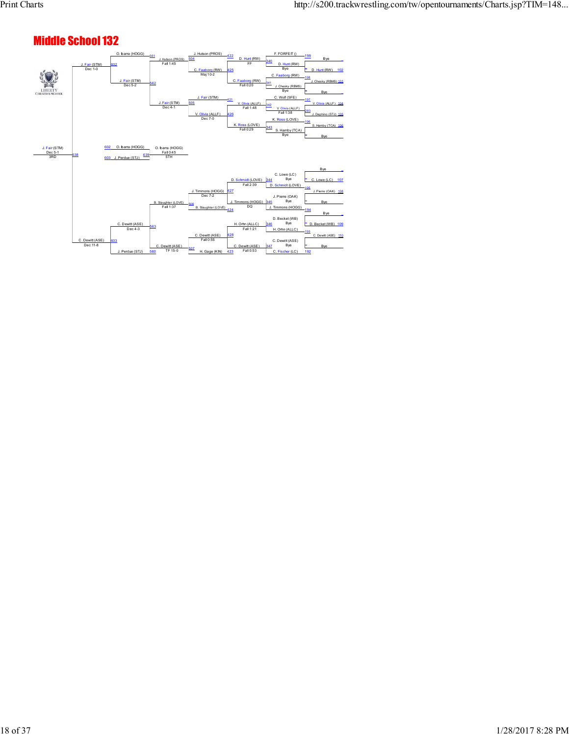# Middle School 132

**Consolation Bracket (right side, first rounds)**

- F. FORFEIT () — 199 — Bye
- D. Hunt (RW) — Bye — 340 — D. Hunt (RW) 102
- C. Faaborg (RW) — 198 — J. Chesky (RBMS) 103
- J. Chesky (RBMS) — Bye — 341 — Bye
- C. Wolf (SFE) — 197 — V. Olivia (ALLF) 104
- V. Olivia (ALLF) — Fall 1:38 — 342 / 283 — J. Dephino (STJ) 105
- K. Ross (LOVE) — 196 — S. Hamby (TCA) 106
- S. Hamby (TCA) — Bye — 343 — Bye
- Bye — C. Lowe (LC) 107
- C. Lowe (LC) — Bye — 344
- D. Schmidt (LOVE) — 195 — J. Pierre (OAK) 108
- J. Pierre (OAK) — Bye — 345 — Bye
- J. Timmons (HOGG) — 194
- Bye — D. Becket (WB) 109
- D. Becket (WB) — Bye — 346
- H. Orhn (ALLC) — 193 — C. Dewitt (ASE) 110
- C. Dewitt (ASE) — Bye — 347 — Bye
- C. Fischer (LC) — 192

**Next rounds**

- 422: D. Hunt (RW) — FF
- 425: C. Faaborg (RW) — Fall 0:20
- 421: V. Olivia (ALLF) — Fall 1:48
- 426: K. Ross (LOVE) — Fall 0:29
- 427: D. Schmidt (LOVE) — Fall 2:39
- 424: J. Timmons (HOGG) — DQ
- 428: H. Orhn (ALLC) — Fall 1:21
- 423: C. Dewitt (ASE) — Fall 0:53

- 504: J. Hutson (PROS) vs C. Faaborg (RW) — C. Faaborg (RW) Maj 10-2
- 505: J. Fair (STM) vs V. Olivia (ALLF) — V. Olivia (ALLF) Dec 7-0
- 506: J. Timmons (HOGG) — Dec 7-2; B. Slaughter (LOVE)
- 507: C. Dewitt (ASE) — Fall 0:55; H. Gage (KIN)

- 561: O. Ibarra (HOGG) / J. Hutson (PROS) — Fall 1:45
- 562: J. Fair (STM) — Dec 4-1
- 563: B. Slaughter (LOVE) — Fall 1:37
- 560: C. Dewitt (ASE) — TF 15-0; J. Perdue (STJ)

- 602: O. Ibarra (HOGG) vs J. Fair (STM) — J. Fair (STM) Dec 5-2
- 603: C. Dewitt (ASE) — Dec 4-3 vs J. Perdue (STJ)

- J. Fair (STM) — Dec 1-0
- C. Dewitt (ASE) — Dec 11-8

**3rd Place (638):** J. Fair (STM) — Dec 5-1 — 3RD

**5th Place (639):** 602 O. Ibarra (HOGG) vs 603 J. Perdue (STJ) — O. Ibarra (HOGG) Fall 0:45 — 5TH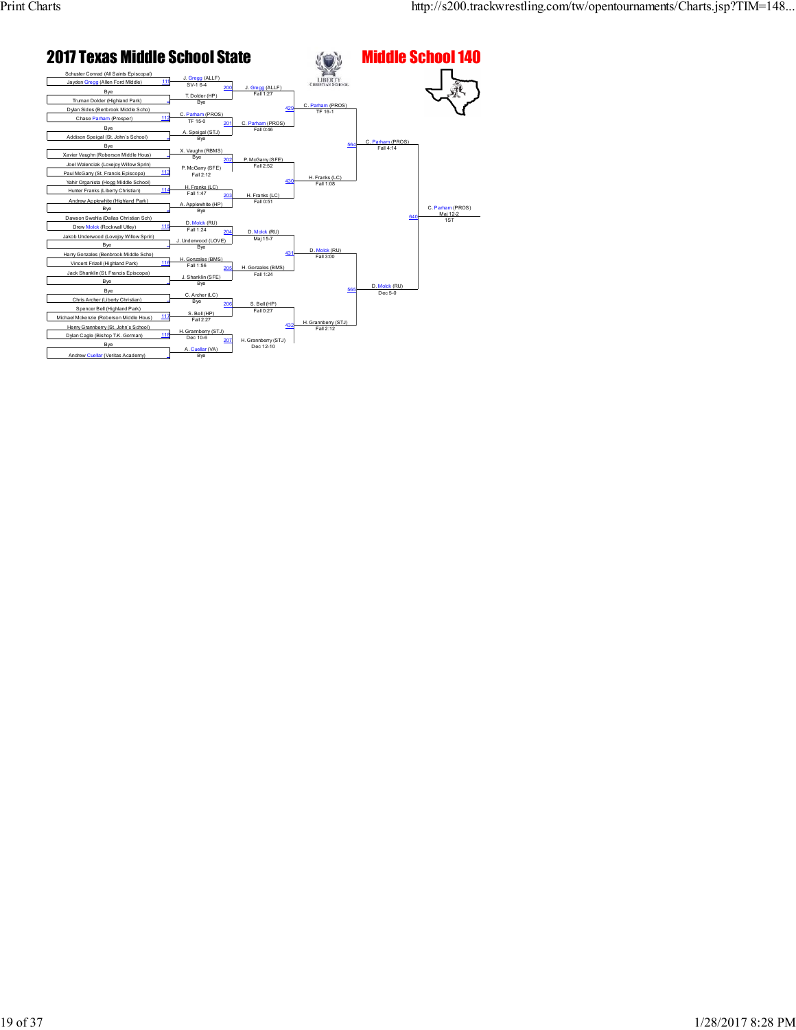# 2017 Texas Middle School State

## Middle School 140

### First Round

| Bout | Wrestler 1 | Wrestler 2 | Winner | Result |
|---|---|---|---|---|
| 111 | Schuster Conrad (All Saints Episcopal) | Jayden Gregg (Allen Ford Middle) | J. Gregg (ALLF) | SV-1 6-4 |
| | Bye | Truman Dolder (Highland Park) | T. Dolder (HP) | Bye |
| 112 | Dylan Sides (Benbrook Middle Scho) | Chase Parham (Prosper) | C. Parham (PROS) | TF 15-0 |
| | Bye | Addison Speigal (St. John's School) | A. Speigal (STJ) | Bye |
| | Bye | Xavier Vaughn (Roberson Middle Hous) | X. Vaughn (RBMS) | Bye |
| 113 | Joel Walenciak (Lovejoy Willow Sprin) | Paul McGarry (St. Francis Episcopa) | P. McGarry (SFE) | Fall 2:12 |
| 114 | Yahir Organista (Hogg Middle School) | Hunter Franks (Liberty Christian) | H. Franks (LC) | Fall 1:47 |
| | Andrew Applewhite (Highland Park) | Bye | A. Applewhite (HP) | Bye |
| 115 | Dawson Swehla (Dallas Christian Sch) | Drew Molck (Rockwall Utley) | D. Molck (RU) | Fall 1:24 |
| | Jakob Underwood (Lovejoy Willow Sprin) | Bye | J. Underwood (LOVE) | Bye |
| 116 | Harry Gonzales (Benbrook Middle Scho) | Vincent Frizell (Highland Park) | H. Gonzales (BMS) | Fall 1:56 |
| | Jack Shanklin (St. Francis Episcopa) | Bye | J. Shanklin (SFE) | Bye |
| | Bye | Chris Archer (Liberty Christian) | C. Archer (LC) | Bye |
| 117 | Spencer Bell (Highland Park) | Michael Mckenzie (Roberson Middle Hous) | S. Bell (HP) | Fall 2:27 |
| 118 | Henry Grannberry (St. John's School) | Dylan Cagle (Bishop T.K. Gorman) | H. Grannberry (STJ) | Dec 10-6 |
| | Bye | Andrew Cuellar (Veritas Academy) | A. Cuellar (VA) | Bye |

### Second Round

| Bout | Winner | Result |
|---|---|---|
| 200 | J. Gregg (ALLF) | Fall 1:27 |
| 201 | C. Parham (PROS) | Fall 0:46 |
| 202 | P. McGarry (SFE) | Fall 2:52 |
| 203 | H. Franks (LC) | Fall 0:51 |
| 204 | D. Molck (RU) | Maj 15-7 |
| 205 | H. Gonzales (BMS) | Fall 1:24 |
| 206 | S. Bell (HP) | Fall 0:27 |
| 207 | H. Grannberry (STJ) | Dec 12-10 |

### Quarterfinals

| Bout | Winner | Result |
|---|---|---|
| 429 | C. Parham (PROS) | TF 16-1 |
| 430 | H. Franks (LC) | Fall 1:08 |
| 431 | D. Molck (RU) | Fall 3:00 |
| 432 | H. Grannberry (STJ) | Fall 2:12 |

### Semifinals

| Bout | Winner | Result |
|---|---|---|
| 564 | C. Parham (PROS) | Fall 4:14 |
| 565 | D. Molck (RU) | Dec 5-0 |

### Final

| Bout | Winner | Result | Place |
|---|---|---|---|
| 640 | C. Parham (PROS) | Maj 12-2 | 1ST |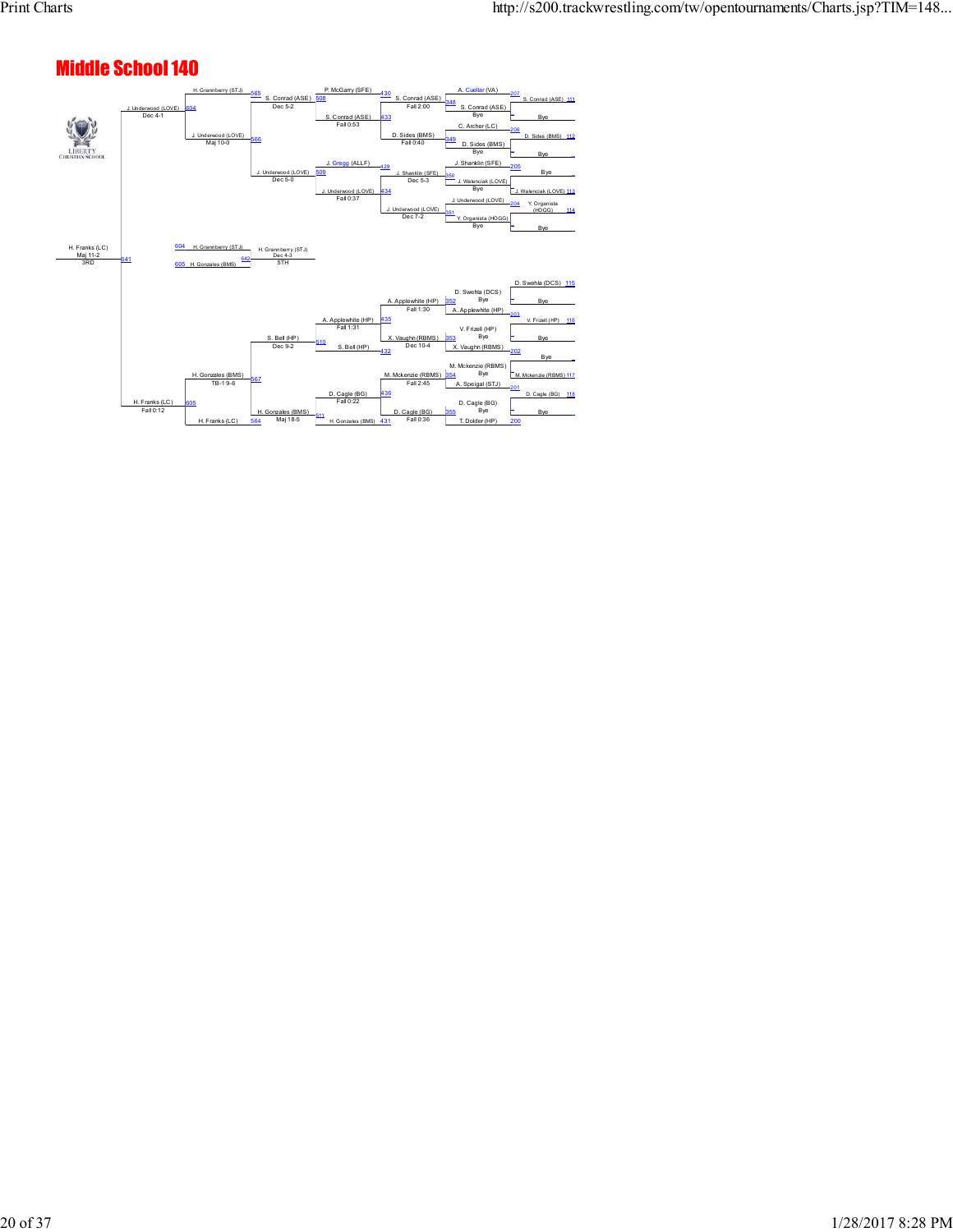# Middle School 140

LIBERTY CHRISTIAN SCHOOL

**Championship bracket (first round, right side)**

- 111: S. Conrad (ASE) vs Bye — 207 S. Conrad (ASE)
- 112: D. Sides (BMS) vs Bye — 206 D. Sides (BMS)
- Bye vs 113: J. Walenciak (LOVE) — 205 J. Walenciak (LOVE)
- 114: Y. Organista (HOGG) vs Bye — 204 Y. Organista (HOGG)
- 115: D. Swehla (DCS) vs Bye — 203 D. Swehla (DCS)
- 116: V. Frizell (HP) vs Bye — 202 V. Frizell (HP)
- Bye vs 117: M. Mckenzie (RBMS) — 201 M. Mckenzie (RBMS)
- 118: D. Cagle (BG) vs Bye — 200 D. Cagle (BG)

**Consolation bracket**

- 348: A. Cuellar (VA) vs S. Conrad (ASE) Bye — S. Conrad (ASE) Fall 2:00
- 349: C. Archer (LC) vs D. Sides (BMS) Bye — D. Sides (BMS) Fall 0:40
- 350: J. Shanklin (SFE) vs J. Walenciak (LOVE) Bye — J. Shanklin (SFE) Dec 5-3
- 351: J. Underwood (LOVE) vs Y. Organista (HOGG) Bye — J. Underwood (LOVE) Dec 7-2
- 352: D. Swehla (DCS) Bye vs A. Applewhite (HP) — A. Applewhite (HP) Fall 1:30
- 353: V. Frizell (HP) Bye vs X. Vaughn (RBMS) — X. Vaughn (RBMS) Dec 10-4
- 354: M. Mckenzie (RBMS) Bye vs A. Speigal (STJ) — M. Mckenzie (RBMS) Fall 2:45
- 355: D. Cagle (BG) Bye vs T. Dolder (HP) — D. Cagle (BG) Fall 0:36

- 430: P. McGarry (SFE) vs 433: S. Conrad (ASE) — S. Conrad (ASE) Fall 0:53
- 429: J. Gregg (ALLF) vs 434: J. Underwood (LOVE) — J. Underwood (LOVE) Fall 0:37
- 435: A. Applewhite (HP) vs 432: S. Bell (HP) — A. Applewhite (HP) Fall 1:31
- 436: D. Cagle (BG) vs 431: H. Gonzales (BMS) — D. Cagle (BG) Fall 0:22

- 508: S. Conrad (ASE) vs 509: J. Underwood (LOVE) — J. Underwood (LOVE) Dec 5-0
- 510: S. Bell (HP) vs 511: H. Gonzales (BMS) — H. Gonzales (BMS) Maj 18-5

- 585: H. Grannberry (STJ) vs 566: J. Underwood (LOVE) — J. Underwood (LOVE) Maj 10-0; S. Conrad (ASE) Dec 5-2; S. Bell (HP) Dec 9-2
- 567: H. Gonzales (BMS) vs 564: H. Franks (LC) — H. Gonzales (BMS) TB-1 9-6

- 604: J. Underwood (LOVE) Dec 4-1
- 605: H. Franks (LC) Fall 0:12

- 641: H. Franks (LC) Maj 11-2 — 3RD

**5th place**

- 604: H. Grannberry (STJ) vs 605: H. Gonzales (BMS) — 642: H. Grannberry (STJ) Dec 4-3 — 5TH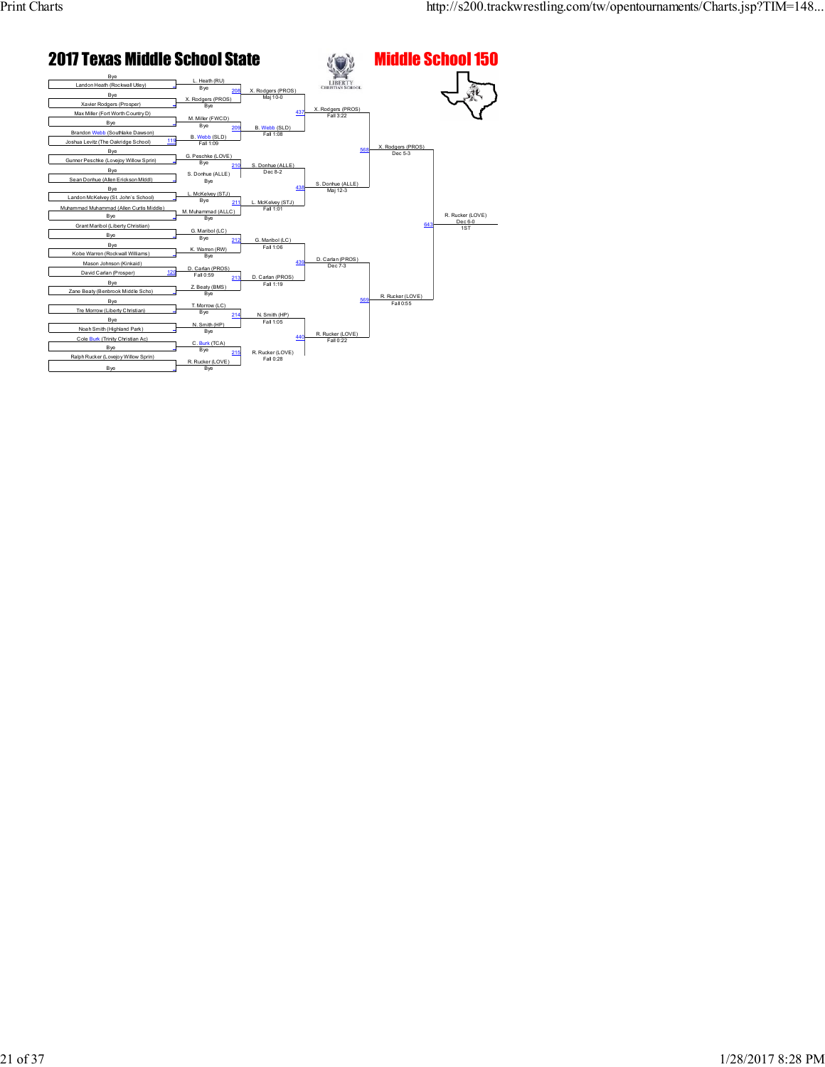# 2017 Texas Middle School State

## Middle School 150

### First Round

| Wrestler 1 | Wrestler 2 | Bout | Winner | Result |
|---|---|---|---|---|
| Bye | Landon Heath (Rockwall Utley) | | L. Heath (RU) | Bye |
| Bye | Xavier Rodgers (Prosper) | | X. Rodgers (PROS) | Bye |
| Max Miller (Fort Worth Country D) | Bye | | M. Miller (FWCD) | Bye |
| Brandon Webb (Southlake Dawson) | Joshua Levitz (The Oakridge School) | 119 | B. Webb (SLD) | Fall 1:09 |
| Bye | Gunner Peschke (Lovejoy Willow Sprin) | | G. Peschke (LOVE) | Bye |
| Bye | Sean Donhue (Allen Erickson Middl) | | S. Donhue (ALLE) | Bye |
| Bye | Landon McKelvey (St. John's School) | | L. McKelvey (STJ) | Bye |
| Muhammad Muhammad (Allen Curtis Middle) | Bye | | M. Muhammad (ALLC) | Bye |
| Grant Maribol (Liberty Christian) | Bye | | G. Maribol (LC) | Bye |
| Bye | Kobe Warren (Rockwall Williams) | | K. Warren (RW) | Bye |
| Mason Johnson (Kinkaid) | David Carlan (Prosper) | 120 | D. Carlan (PROS) | Fall 0:59 |
| Bye | Zane Beaty (Benbrook Middle Scho) | | Z. Beaty (BMS) | Bye |
| Bye | Tre Morrow (Liberty Christian) | | T. Morrow (LC) | Bye |
| Bye | Noah Smith (Highland Park) | | N. Smith (HP) | Bye |
| Cole Burk (Trinity Christian Ac) | Bye | | C. Burk (TCA) | Bye |
| Ralph Rucker (Lovejoy Willow Sprin) | Bye | | R. Rucker (LOVE) | Bye |

### Second Round

| Bout | Winner | Result |
|---|---|---|
| 208 | X. Rodgers (PROS) | Maj 10-0 |
| 209 | B. Webb (SLD) | Fall 1:08 |
| 210 | S. Donhue (ALLE) | Dec 8-2 |
| 211 | L. McKelvey (STJ) | Fall 1:01 |
| 212 | G. Maribol (LC) | Fall 1:06 |
| 213 | D. Carlan (PROS) | Fall 1:19 |
| 214 | N. Smith (HP) | Fall 1:05 |
| 215 | R. Rucker (LOVE) | Fall 0:28 |

### Quarterfinals

| Bout | Winner | Result |
|---|---|---|
| 437 | X. Rodgers (PROS) | Fall 3:22 |
| 438 | S. Donhue (ALLE) | Maj 12-3 |
| 439 | D. Carlan (PROS) | Dec 7-3 |
| 440 | R. Rucker (LOVE) | Fall 0:22 |

### Semifinals

| Bout | Winner | Result |
|---|---|---|
| 568 | X. Rodgers (PROS) | Dec 5-3 |
| 569 | R. Rucker (LOVE) | Fall 0:55 |

### Final

| Bout | Winner | Result |
|---|---|---|
| 643 | R. Rucker (LOVE) | Dec 6-0 |

1ST: R. Rucker (LOVE)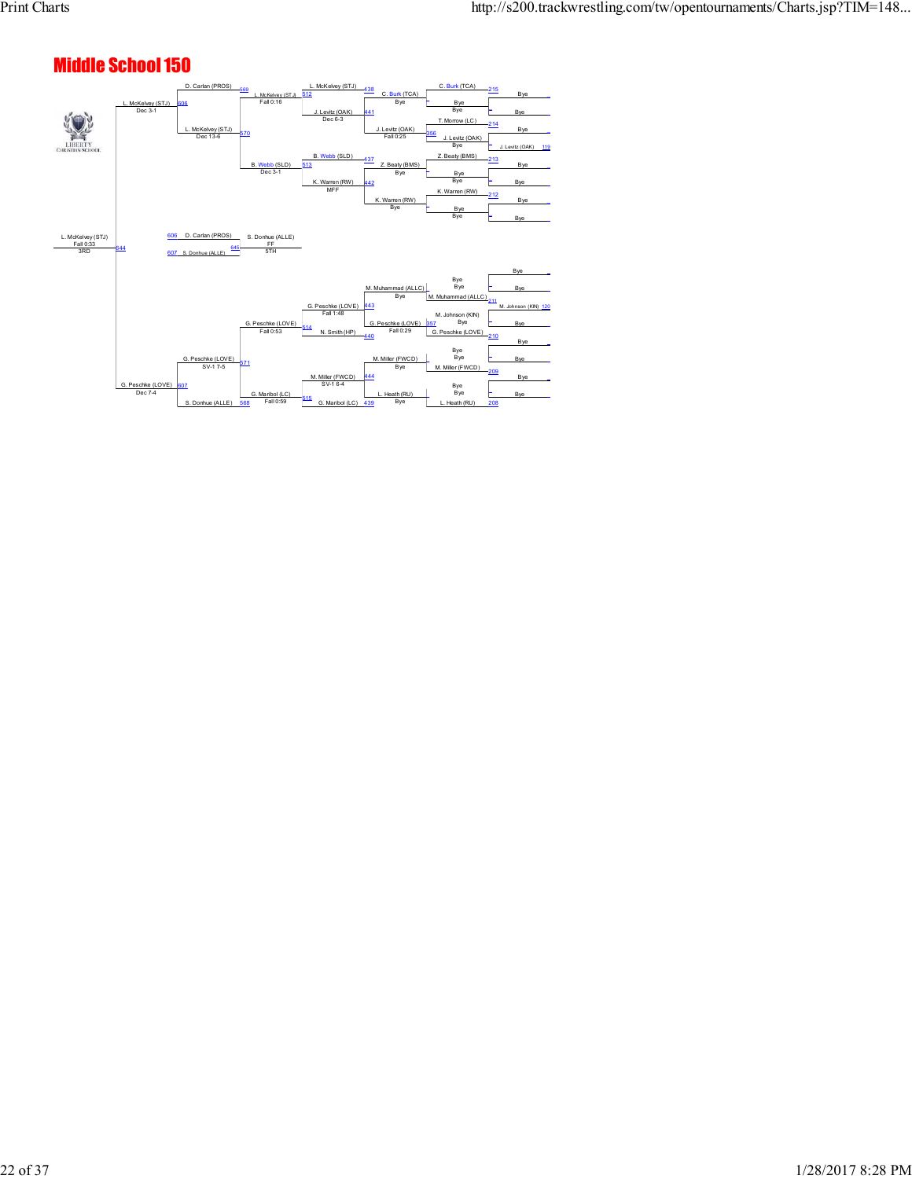# Middle School 150

**Championship bracket (upper section)**

| Round | Bout | Winner | Result |
|---|---|---|---|
| First round | 215 | C. Burk (TCA) | Bye |
| First round | 214 | T. Morrow (LC) | Bye |
| First round | 119 | J. Levitz (OAK) | |
| First round | 213 | Z. Beaty (BMS) | Bye |
| First round | 212 | K. Warren (RW) | Bye |
| Round 2 | 438 | C. Burk (TCA) | Bye |
| Round 2 | 356 | J. Levitz (OAK) | Fall 0:25 |
| Round 2 | 437 | Z. Beaty (BMS) | Bye |
| Round 2 | 442 | K. Warren (RW) | Bye |
| Round 3 | 441 | J. Levitz (OAK) | Dec 6-3 |
| Round 3 | 513 | B. Webb (SLD) | MFF |
| Quarterfinal | 512 | L. McKelvey (STJ) | Fall 0:16 |
| Quarterfinal | 570 | L. McKelvey (STJ) | Dec 13-6 |
| Semifinal | 606 | L. McKelvey (STJ) | Dec 3-1 |

Other names shown: D. Carlan (PROS) (569), L. McKelvey (STJ), B. Webb (SLD) Dec 3-1.

**Championship bracket (lower section)**

| Round | Bout | Winner | Result |
|---|---|---|---|
| First round | 211 | M. Muhammad (ALLC) / M. Johnson (KIN) 120 | Bye |
| First round | 210 | G. Peschke (LOVE) | Bye |
| First round | 209 | M. Miller (FWCD) | Bye |
| First round | 208 | L. Heath (RU) | Bye |
| Round 2 | 443 | M. Muhammad (ALLC) | Bye |
| Round 2 | 357 | G. Peschke (LOVE) | Fall 0:29 |
| Round 2 | 444 | M. Miller (FWCD) | Bye |
| Round 2 | 439 | L. Heath (RU) | Bye |
| Round 3 | 440 | G. Peschke (LOVE) | Fall 1:48 |
| Round 3 | 515 | M. Miller (FWCD) | SV-1 6-4 |
| Quarterfinal | 514 | G. Peschke (LOVE) | Fall 0:53 |
| Quarterfinal | 568 | G. Maribol (LC) | Fall 0:59 |
| Quarterfinal | 571 | G. Peschke (LOVE) | SV-1 7-5 |
| Semifinal | 607 | G. Peschke (LOVE) | Dec 7-4 |

Other names shown: N. Smith (HP), G. Maribol (LC), S. Donhue (ALLE).

**3rd Place**

| Bout | Wrestlers | Result |
|---|---|---|
| 644 | L. McKelvey (STJ) | Fall 0:33 — 3RD |

**5th Place**

| Bout | Wrestlers | Result |
|---|---|---|
| 645 | 606 D. Carlan (PROS) vs. 607 S. Donhue (ALLE) | S. Donhue (ALLE) FF — 5TH |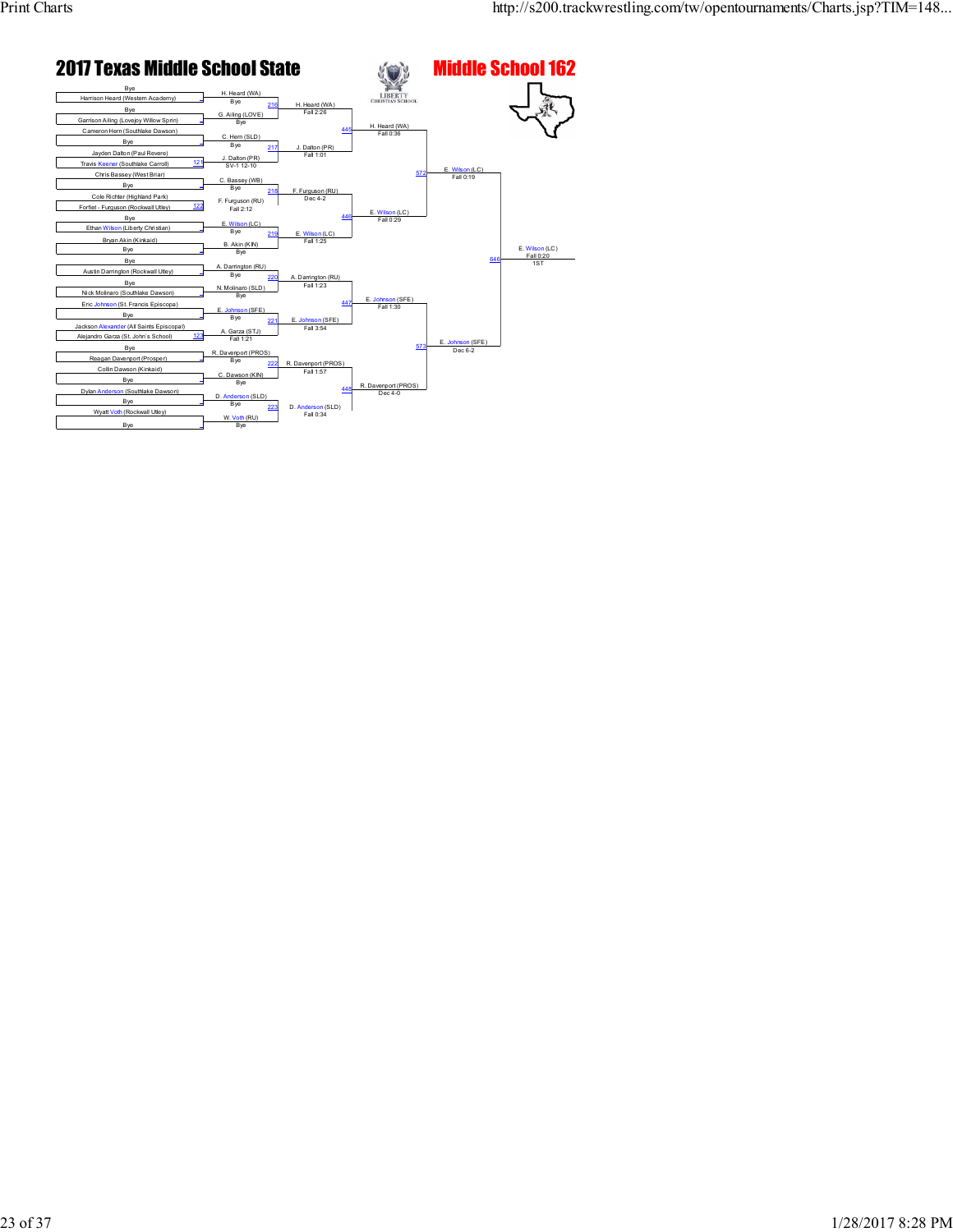# 2017 Texas Middle School State

## Middle School 162

### First Round

| Wrestler | Match |
|---|---|
| Bye | |
| Harrison Heard (Western Academy) | |
| Bye | |
| Garrison Ailing (Lovejoy Willow Sprin) | |
| Cameron Hern (Southlake Dawson) | |
| Bye | |
| Jayden Dalton (Paul Revere) | |
| Travis Keener (Southlake Carroll) | 121 |
| Chris Bassey (West Briar) | |
| Bye | |
| Cole Richter (Highland Park) | |
| Forfiet - Furguson (Rockwall Utley) | 122 |
| Bye | |
| Ethan Wilson (Liberty Christian) | |
| Bryan Akin (Kinkaid) | |
| Bye | |
| Bye | |
| Austin Darrington (Rockwall Utley) | |
| Bye | |
| Nick Molinaro (Southlake Dawson) | |
| Eric Johnson (St. Francis Episcopa) | |
| Bye | |
| Jackson Alexander (All Saints Episcopal) | |
| Alejandro Garza (St. John's School) | 123 |
| Bye | |
| Reagan Davenport (Prosper) | |
| Collin Dawson (Kinkaid) | |
| Bye | |
| Dylan Anderson (Southlake Dawson) | |
| Bye | |
| Wyatt Voth (Rockwall Utley) | |
| Bye | |

### Second Round

| Winner | Result | Match |
|---|---|---|
| H. Heard (WA) | Bye | 216 |
| G. Ailing (LOVE) | Bye | 216 |
| C. Hern (SLD) | Bye | 217 |
| J. Dalton (PR) | SV-1 12-10 | 217 |
| C. Bassey (WB) | Bye | 218 |
| F. Furguson (RU) | Fall 2:12 | 218 |
| E. Wilson (LC) | Bye | 219 |
| B. Akin (KIN) | Bye | 219 |
| A. Darrington (RU) | Bye | 220 |
| N. Molinaro (SLD) | Bye | 220 |
| E. Johnson (SFE) | Bye | 221 |
| A. Garza (STJ) | Fall 1:21 | 221 |
| R. Davenport (PROS) | Bye | 222 |
| C. Dawson (KIN) | Bye | 222 |
| D. Anderson (SLD) | Bye | 223 |
| W. Voth (RU) | Bye | 223 |

### Quarterfinals

| Winner | Result | Match |
|---|---|---|
| H. Heard (WA) | Fall 2:26 | 445 |
| J. Dalton (PR) | Fall 1:01 | 445 |
| F. Furguson (RU) | Dec 4-2 | 446 |
| E. Wilson (LC) | Fall 1:25 | 446 |
| A. Darrington (RU) | Fall 1:23 | 447 |
| E. Johnson (SFE) | Fall 3:54 | 447 |
| R. Davenport (PROS) | Fall 1:57 | 448 |
| D. Anderson (SLD) | Fall 0:34 | 448 |

### Semifinals

| Winner | Result | Match |
|---|---|---|
| H. Heard (WA) | Fall 0:36 | 572 |
| E. Wilson (LC) | Fall 0:29 | 572 |
| E. Johnson (SFE) | Fall 1:30 | 573 |
| R. Davenport (PROS) | Dec 4-0 | 573 |

### Finals

| Winner | Result | Match |
|---|---|---|
| E. Wilson (LC) | Fall 0:19 | 646 |
| E. Johnson (SFE) | Dec 6-2 | 646 |

### Champion

E. Wilson (LC) — Fall 0:20 — 1ST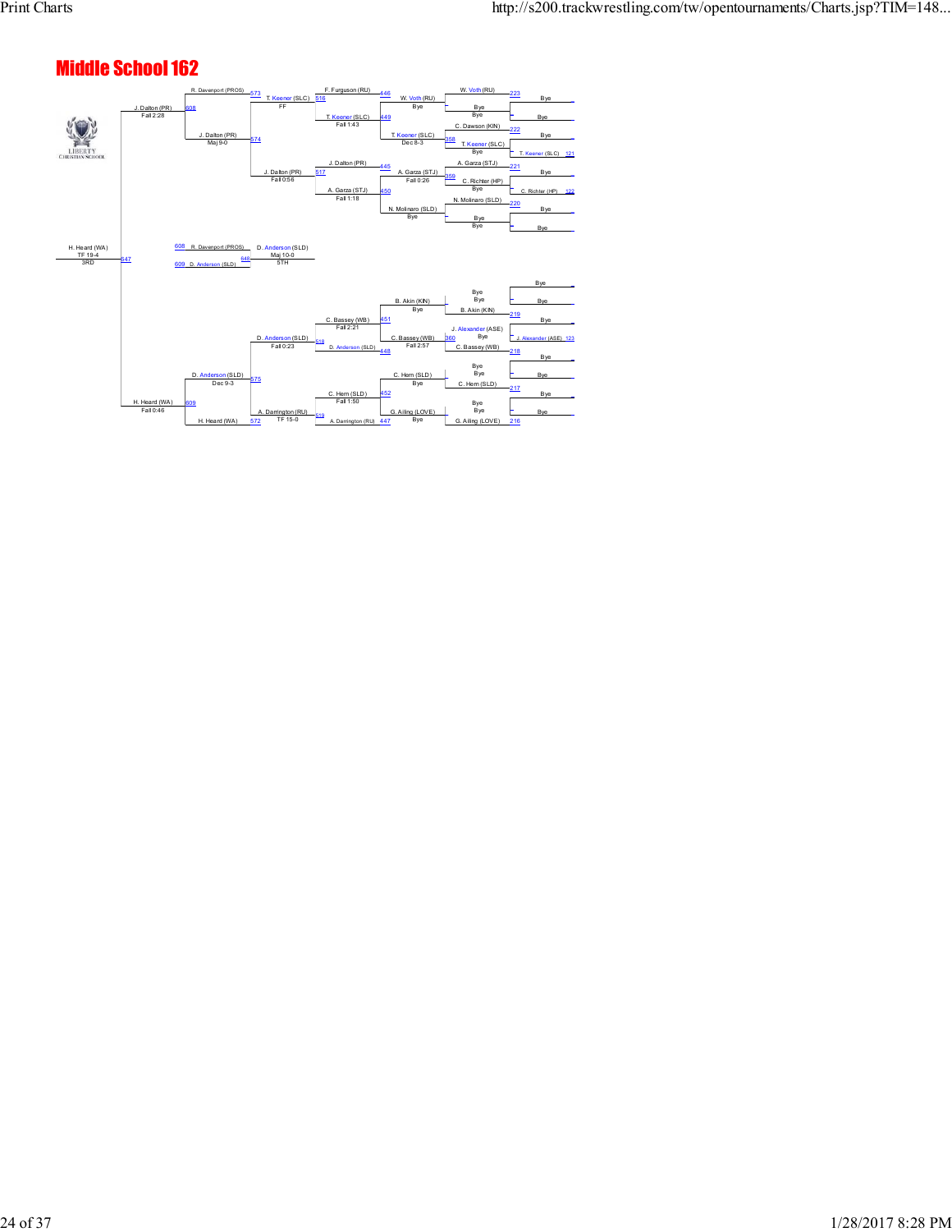# Middle School 162

## Championship Bracket

**First round (bye round):**
- W. Voth (RU) — Bye (223)
- Bye — Bye
- C. Dawson (KIN) — Bye (222)
- T. Keener (SLC) — 121
- A. Garza (STJ) — Bye (221)
- C. Richter (HP) — 122
- N. Molinaro (SLD) — Bye (220)
- Bye — Bye

**Second round:**
- W. Voth (RU) over Bye — Bye (446)
- T. Keener (SLC) over C. Dawson (KIN) — Dec 8-3 (449)
- A. Garza (STJ) over C. Richter (HP) — Fall 0:26 (445)
- N. Molinaro (SLD) over Bye — Bye (450)

**Third round:**
- F. Furguson (RU) vs W. Voth (RU) / T. Keener (SLC) — T. Keener (SLC), Fall 1:43 (516)
- J. Dalton (PR) vs A. Garza (STJ) — A. Garza (STJ), Fall 1:18; J. Dalton (PR), Fall 0:56 (517)

**Quarterfinals:**
- R. Davenport (PROS) vs T. Keener (SLC) — T. Keener (SLC), FF (573)
- J. Dalton (PR), Maj 9-0 (574)

**Semifinal:**
- J. Dalton (PR), Fall 2:28 (608)

**Lower half:**
- Bye — Bye
- B. Akin (KIN) — 219
- J. Alexander (ASE) — 123
- C. Bassey (WB) — 218
- Bye — Bye
- C. Hern (SLD) — 217
- Bye — Bye
- G. Ailing (LOVE) — 216

- B. Akin (KIN) — Bye (451)
- C. Bassey (WB) over J. Alexander (ASE) — Fall 2:57 (360)
- C. Hern (SLD) — Bye (452)
- G. Ailing (LOVE) — Bye (447)

- C. Bassey (WB), Fall 2:21
- D. Anderson (SLD) (448)
- C. Hern (SLD), Fall 1:50
- A. Darrington (RU) (519)

- D. Anderson (SLD), Fall 0:23 (518)
- A. Darrington (RU), TF 15-0

- D. Anderson (SLD), Dec 9-3 (575)
- H. Heard (WA) (572)

- H. Heard (WA), Fall 0:46 (609)

**Third place:**
- H. Heard (WA) — TF 19-4 — 3RD (647)

**Fifth place:**
- 608 R. Davenport (PROS) vs 609 D. Anderson (SLD) — D. Anderson (SLD), Maj 10-0 — 5TH (648)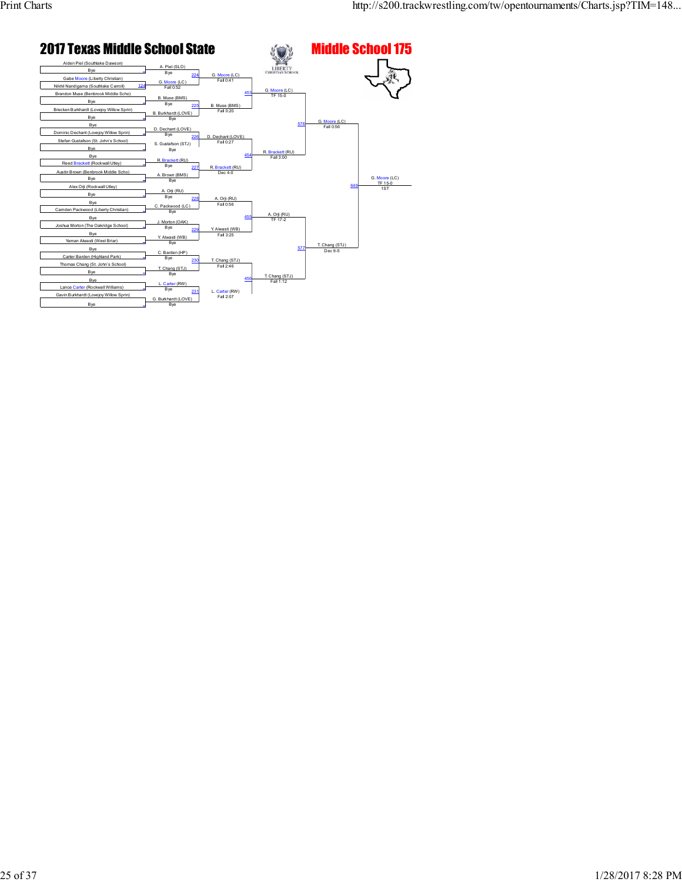# 2017 Texas Middle School State

## Middle School 175

### First Round

| Match | Wrestler 1 | Wrestler 2 | Winner | Result |
|---|---|---|---|---|
| | Aiden Piel (Southlake Dawson) | Bye | A. Piel (SLD) | Bye |
| 124 | Gabe Moore (Liberty Christian) | Nikhil Nandigama (Southlake Carroll) | G. Moore (LC) | Fall 0:52 |
| | Brandon Muse (Benbrook Middle Scho) | Bye | B. Muse (BMS) | Bye |
| | Brecken Burkhardt (Lovejoy Willow Sprin) | Bye | B. Burkhardt (LOVE) | Bye |
| | Bye | Dominic Dechant (Lovejoy Willow Sprin) | D. Dechant (LOVE) | Bye |
| | Stefan Gustafson (St. John's School) | Bye | S. Gustafson (STJ) | Bye |
| | Bye | Reed Brackett (Rockwall Utley) | R. Brackett (RU) | Bye |
| | Austin Brown (Benbrook Middle Scho) | Bye | A. Brown (BMS) | Bye |
| | Alex Orji (Rockwall Utley) | Bye | A. Orji (RU) | Bye |
| | Bye | Camden Packwood (Liberty Christian) | C. Packwood (LC) | Bye |
| | Bye | Joshua Morton (The Oakridge School) | J. Morton (OAK) | Bye |
| | Bye | Yaman Alwasti (West Briar) | Y. Alwasti (WB) | Bye |
| | Bye | Carter Barden (Highland Park) | C. Barden (HP) | Bye |
| | Thomas Chang (St. John's School) | Bye | T. Chang (STJ) | Bye |
| | Bye | Lance Carter (Rockwall Williams) | L. Carter (RW) | Bye |
| | Gavin Burkhardt (Lovejoy Willow Sprin) | Bye | G. Burkhardt (LOVE) | Bye |

### Second Round

| Match | Winner | Result |
|---|---|---|
| 224 | G. Moore (LC) | Fall 0:41 |
| 225 | B. Muse (BMS) | Fall 0:20 |
| 226 | D. Dechant (LOVE) | Fall 0:27 |
| 227 | R. Brackett (RU) | Dec 4-0 |
| 228 | A. Orji (RU) | Fall 0:56 |
| 229 | Y. Alwasti (WB) | Fall 3:25 |
| 230 | T. Chang (STJ) | Fall 2:46 |
| 231 | L. Carter (RW) | Fall 2:07 |

### Quarterfinals

| Match | Winner | Result |
|---|---|---|
| 453 | G. Moore (LC) | TF 15-0 |
| 454 | R. Brackett (RU) | Fall 3:00 |
| 455 | A. Orji (RU) | TF 17-2 |
| 456 | T. Chang (STJ) | Fall 1:12 |

### Semifinals

| Match | Winner | Result |
|---|---|---|
| 576 | G. Moore (LC) | Fall 0:56 |
| 577 | T. Chang (STJ) | Dec 9-5 |

### Final

| Match | Winner | Result |
|---|---|---|
| 648 | G. Moore (LC) | TF 15-0 |

1ST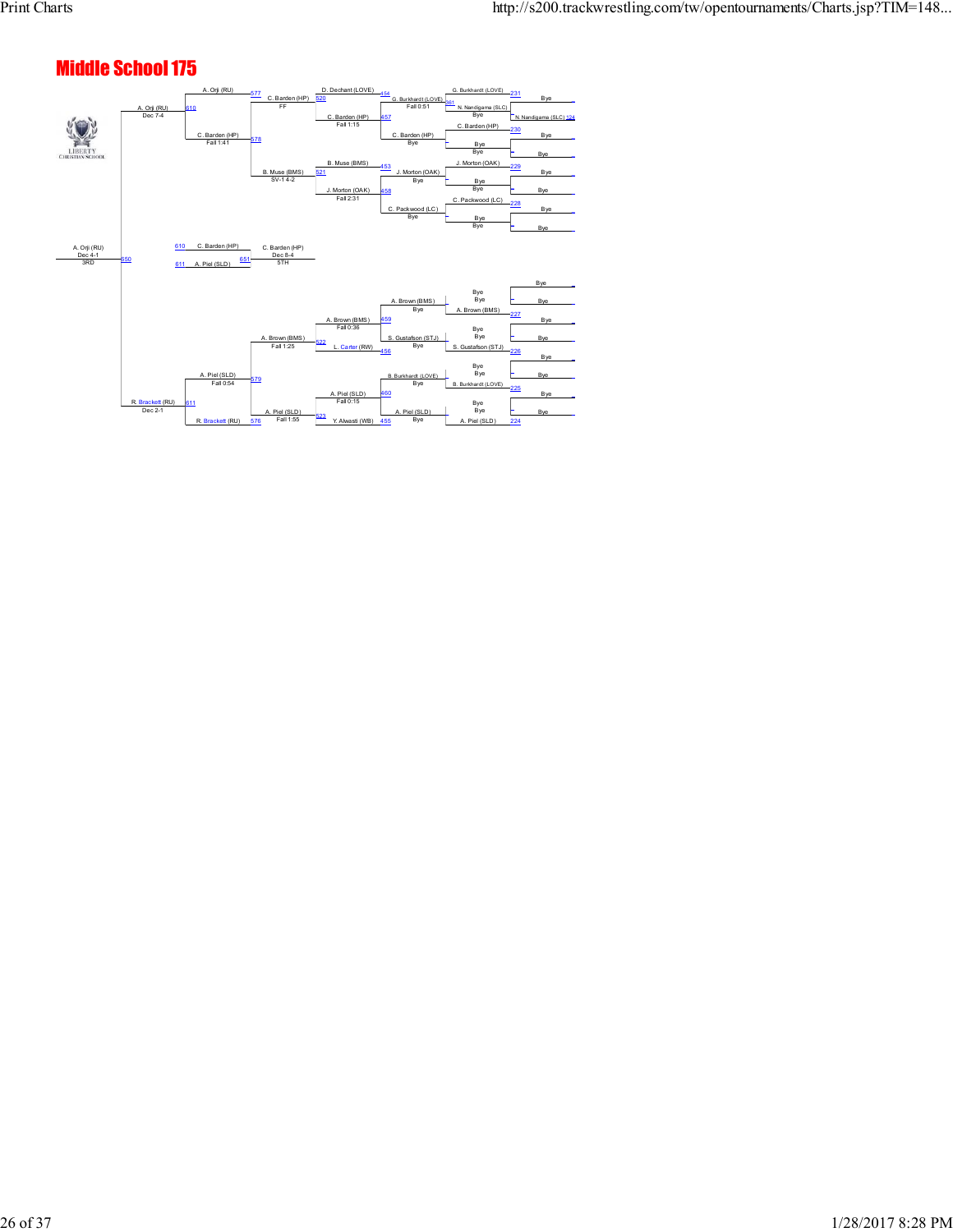# Middle School 175

## Championship Bracket

| Round | Match | Result |
|---|---|---|
| 224 | A. Piel (SLD) | Bye |
| 225 | B. Burkhardt (LOVE) | Bye |
| 226 | S. Gustafson (STJ) | Bye |
| 227 | A. Brown (BMS) | Bye |
| 228 | C. Packwood (LC) | Bye |
| 229 | J. Morton (OAK) | Bye |
| 230 | C. Barden (HP) | Bye |
| 231 | G. Burkhardt (LOVE) | Bye |
| 124 | N. Nandigama (SLC) | Bye |
| 261 | G. Burkhardt (LOVE) over N. Nandigama (SLC) | Fall 0:51 |
| 454 | D. Dechant (LOVE) over G. Burkhardt (LOVE) | |
| 457 | C. Barden (HP) over C. Barden (HP) / Bye | Fall 1:15 |
| 453 | B. Muse (BMS) over J. Morton (OAK) | |
| 458 | J. Morton (OAK) over C. Packwood (LC) | Fall 2:31 |
| 459 | A. Brown (BMS) | Fall 0:36 |
| 456 | L. Carter (RW) / S. Gustafson (STJ) | |
| 460 | A. Piel (SLD) over B. Burkhardt (LOVE) | Fall 0:15 |
| 455 | Y. Alwasti (WB) / A. Piel (SLD) | |
| 520 | C. Barden (HP) over D. Dechant (LOVE) | FF |
| 521 | B. Muse (BMS) over J. Morton (OAK) | SV-1 4-2 |
| 522 | A. Brown (BMS) over L. Carter (RW) | Fall 1:25 |
| 523 | A. Piel (SLD) over Y. Alwasti (WB) | Fall 1:55 |
| 577 | A. Orji (RU) over C. Barden (HP) | |
| 578 | C. Barden (HP) over B. Muse (BMS) | Fall 1:41 |
| 579 | A. Piel (SLD) over A. Brown (BMS) | Fall 0:54 |
| 576 | R. Brackett (RU) over A. Piel (SLD) | |
| 610 | A. Orji (RU) over C. Barden (HP) | Dec 7-4 |
| 611 | R. Brackett (RU) over A. Piel (SLD) | Dec 2-1 |
| 550 | A. Orji (RU) over R. Brackett (RU) | Dec 4-1 — 3RD |
| 651 | C. Barden (HP) over A. Piel (SLD) | Dec 8-4 — 5TH |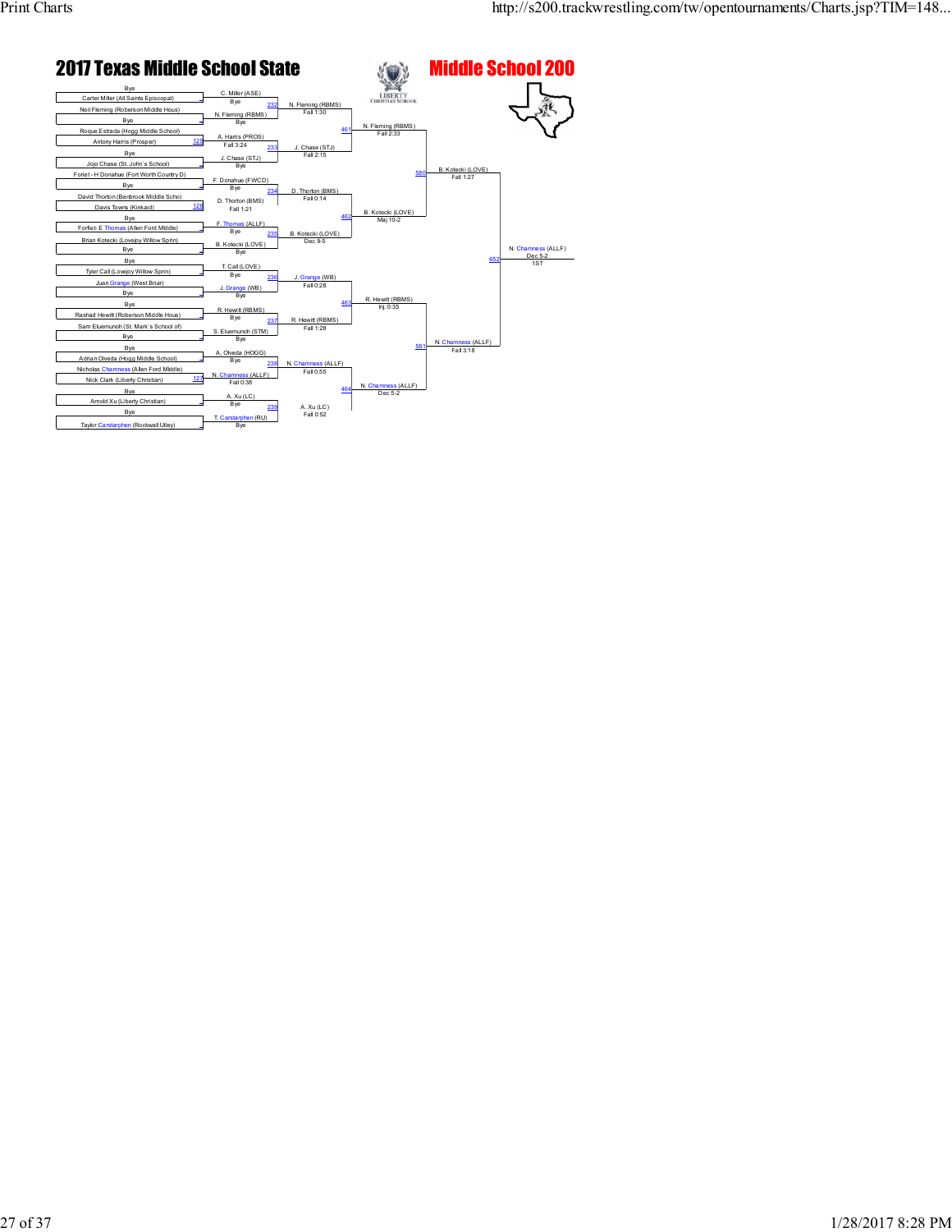# 2017 Texas Middle School State

## Middle School 200

### First Round

| Wrestler | Match | Result |
|---|---|---|
| Bye | | |
| Carter Miller (All Saints Episcopal) | | C. Miller (ASE) — Bye |
| Neil Fleming (Roberson Middle Hous) | | |
| Bye | | N. Fleming (RBMS) — Bye |
| Roque Estrada (Hogg Middle School) | | |
| Antony Harris (Prosper) | 125 | A. Harris (PROS) — Fall 3:24 |
| Bye | | |
| Jojo Chase (St. John's School) | | J. Chase (STJ) — Bye |
| Foriet - H Donahue (Fort Worth Country D) | | |
| Bye | | F. Donahue (FWCD) — Bye |
| David Thorton (Benbrook Middle Scho) | | |
| Davis Towns (Kinkaid) | 126 | D. Thorton (BMS) — Fall 1:21 |
| Bye | | |
| Forfiet- E Thomas (Allen Ford Middle) | | F. Thomas (ALLF) — Bye |
| Brian Kotecki (Lovejoy Willow Sprin) | | |
| Bye | | B. Kotecki (LOVE) — Bye |
| Bye | | |
| Tyler Call (Lovejoy Willow Sprin) | | T. Call (LOVE) — Bye |
| Juan Grange (West Briar) | | |
| Bye | | J. Grange (WB) — Bye |
| Bye | | |
| Rashad Hewitt (Roberson Middle Hous) | | R. Hewitt (RBMS) — Bye |
| Sam Eluemunoh (St. Mark's School of) | | |
| Bye | | S. Eluemunoh (STM) — Bye |
| Bye | | |
| Adrian Olveda (Hogg Middle School) | | A. Olveda (HOGG) — Bye |
| Nicholas Chamness (Allen Ford Middle) | | |
| Nick Clark (Liberty Christian) | 127 | N. Chamness (ALLF) — Fall 0:38 |
| Bye | | |
| Arnold Xu (Liberty Christian) | | A. Xu (LC) — Bye |
| Bye | | |
| Taylor Carstarphen (Rockwall Utley) | | T. Carstarphen (RU) — Bye |

### Second Round

| Match | Result |
|---|---|
| 232 | N. Fleming (RBMS) — Fall 1:30 |
| 233 | J. Chase (STJ) — Fall 2:15 |
| 234 | D. Thorton (BMS) — Fall 0:14 |
| 235 | B. Kotecki (LOVE) — Dec 9-5 |
| 236 | J. Grange (WB) — Fall 0:28 |
| 237 | R. Hewitt (RBMS) — Fall 1:28 |
| 238 | N. Chamness (ALLF) — Fall 0:55 |
| 239 | A. Xu (LC) — Fall 0:52 |

### Quarterfinals

| Match | Result |
|---|---|
| 461 | N. Fleming (RBMS) — Fall 2:33 |
| 462 | B. Kotecki (LOVE) — Maj 10-2 |
| 463 | R. Hewitt (RBMS) — Inj. 0:35 |
| 464 | N. Chamness (ALLF) — Dec 5-2 |

### Semifinals

| Match | Result |
|---|---|
| 580 | B. Kotecki (LOVE) — Fall 1:27 |
| 581 | N. Chamness (ALLF) — Fall 3:18 |

### Final

| Match | Result |
|---|---|
| 652 | N. Chamness (ALLF) — Dec 5-2 — 1ST |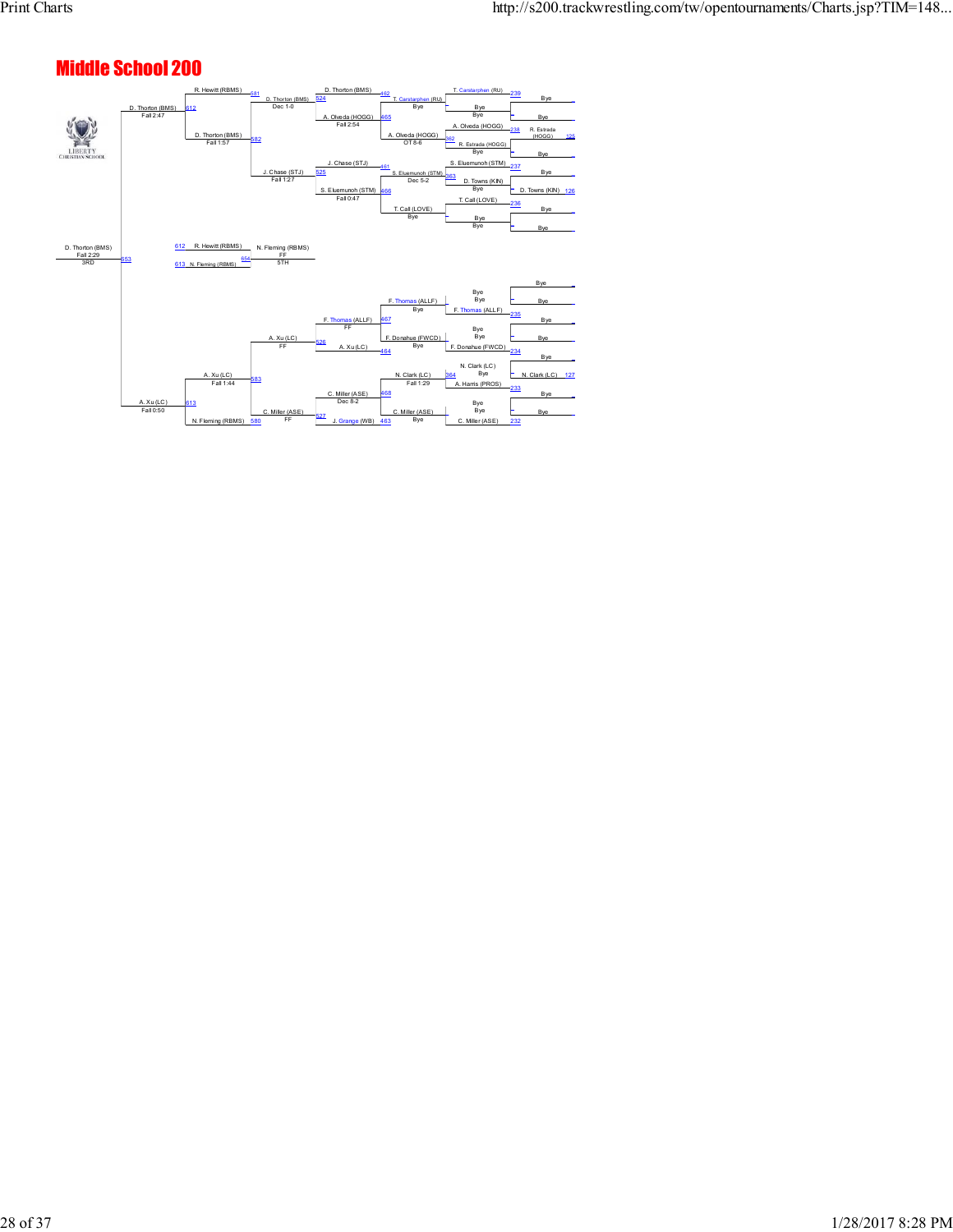# Middle School 200

## Championship Bracket

- D. Thorton (BMS) vs R. Hewitt (RBMS) — Match 581 — D. Thorton (BMS) Fall 1:57
- D. Thorton (BMS) vs D. Thorton (BMS) — Match 612 — D. Thorton (BMS) Fall 2:47
- D. Thorton (BMS) vs A. Xu (LC) — Match 653 — D. Thorton (BMS) Fall 2:29 — 3RD
- A. Xu (LC) vs N. Fleming (RBMS) — Match 580 / 583 — A. Xu (LC) Fall 1:44
- A. Xu (LC) — Match 613 — A. Xu (LC) Fall 0:50
- C. Miller (ASE) — FF

## Consolation Bracket

- D. Thorton (BMS) vs A. Olveda (HOGG) — Match 524 — D. Thorton (BMS) Dec 1-0
- D. Thorton (BMS) — Match 462
- A. Olveda (HOGG) — Match 465 — Fall 2:54
- T. Carstarphen (RU) — Bye
- A. Olveda (HOGG) — OT 8-6
- R. Estrada (HOGG) — Bye — Match 362
- J. Chase (STJ) vs S. Eluemunoh (STM) — Match 525 — J. Chase (STJ) Fall 1:27
- J. Chase (STJ) — Match 461
- S. Eluemunoh (STM) — Match 466 — Fall 0:47
- S. Eluemunoh (STM) — Dec 5-2 — Match 363
- D. Towns (KIN) — Bye
- T. Call (LOVE) — Bye
- A. Xu (LC) vs C. Miller (ASE) — Match 526 / 527
- F. Thomas (ALLF) — FF — Match 467
- A. Xu (LC) — Match 464
- F. Thomas (ALLF) — Bye
- F. Donahue (FWCD) — Bye
- C. Miller (ASE) — Dec 8-2 — Match 468
- J. Grange (WB) — Match 463
- N. Clark (LC) — Fall 1:29 — Match 364
- A. Harris (PROS)
- C. Miller (ASE) — Bye

## Pre-Bracket Rounds

- T. Carstarphen (RU) — Bye — Match 239
- Bye — Bye
- A. Olveda (HOGG) — Match 238
- R. Estrada (HOGG) — Match 125
- S. Eluemunoh (STM) — Match 237
- D. Towns (KIN) — Match 126
- T. Call (LOVE) — Match 236
- F. Thomas (ALLF) — Match 235
- F. Donahue (FWCD) — Match 234
- N. Clark (LC) — Match 127
- A. Harris (PROS) — Match 233
- C. Miller (ASE) — Match 232

## 5th Place

- R. Hewitt (RBMS) (612) vs N. Fleming (RBMS) (613) — Match 654 — N. Fleming (RBMS) FF — 5TH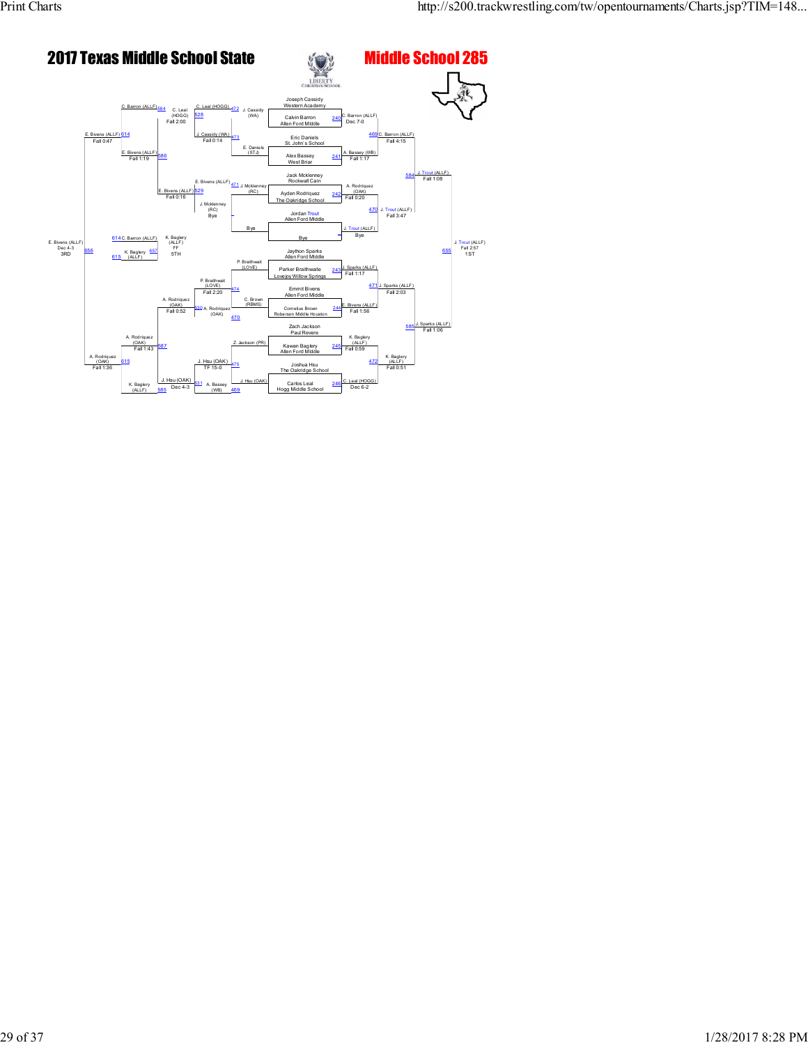# 2017 Texas Middle School State

## Middle School 285

### Championship Bracket

| Bout | Wrestler | School |
| --- | --- | --- |
| 240 | Joseph Cassidy | Western Academy |
| 240 | Calvin Barron | Allen Ford Middle |
| 241 | Eric Daniels | St. John's School |
| 241 | Alex Bassey | West Briar |
| 242 | Jack Mcklenney | Rockwall Cain |
| 242 | Ayden Rodriquez | The Oakridge School |
| | Jordan Trout | Allen Ford Middle |
| | Bye | |
| 243 | Jaython Sparks | Allen Ford Middle |
| 243 | Parker Braithwaite | Lovejoy Willow Springs |
| 244 | Emmit Bivens | Allen Ford Middle |
| 244 | Cornelius Brown | Roberson Middle Houston |
| 245 | Zach Jackson | Paul Revere |
| 245 | Kawan Baglery | Allen Ford Middle |
| 246 | Joshua Hsu | The Oakridge School |
| 246 | Carlos Leal | Hogg Middle School |

**Round 1**
- 240: C. Barron (ALLF) Dec 7-0
- 241: A. Bassey (WB) Fall 1:17
- 242: A. Rodriquez (OAK) Fall 0:20
- J. Trout (ALLF) Bye
- 243: J. Sparks (ALLF) Fall 1:17
- 244: E. Bivens (ALLF) Fall 1:56
- 245: K. Baglery (ALLF) Fall 0:59
- 246: C. Leal (HOGG) Dec 6-2

**Quarterfinals**
- 469: C. Barron (ALLF) Fall 4:15
- 470: J. Trout (ALLF) Fall 3:47
- 471: J. Sparks (ALLF) Fall 2:03
- 472: K. Baglery (ALLF) Fall 0:51

**Semifinals**
- 584: J. Trout (ALLF) Fall 1:08
- 585: J. Sparks (ALLF) Fall 1:06

**Final**
- 655: J. Trout (ALLF) Fall 2:57 — 1ST

### Consolation Bracket

**Consolation Round 1**
- 473: J. Cassidy (WA) over E. Daniels (STJ) — J. Cassidy (WA) Fall 0:14
- 471: J. Mcklenney (RC) — Bye
- 474: P. Braithwait (LOVE) over C. Brown (RBMS) — P. Braithwait (LOVE) Fall 2:20
- 475: Z. Jackson (PR) vs J. Hsu (OAK) — J. Hsu (OAK) TF 15-0

**Consolation Round 2**
- 472: C. Leal (HOGG) vs J. Cassidy (WA)
- 469: A. Bassey (WB) vs J. Hsu (OAK)
- 470: A. Rodriquez (OAK) vs P. Braithwait (LOVE)
- E. Bivens (ALLF) vs J. Mcklenney (RC)

**Consolation Round 3**
- 528: C. Leal (HOGG) Fall 2:00
- 529: E. Bivens (ALLF) Fall 0:16
- 530: A. Rodriquez (OAK) Fall 0:52
- 531: J. Hsu (OAK) Dec 4-3

**Consolation Quarterfinals**
- 584: C. Barron (ALLF) vs C. Leal (HOGG)
- 586: E. Bivens (ALLF) Fall 1:19
- 587: A. Rodriquez (OAK) Fall 1:43
- 585: K. Baglery (ALLF) vs J. Hsu (OAK)

**Consolation Semifinals**
- 614: E. Bivens (ALLF) Fall 0:47
- 615: A. Rodriquez (OAK) Fall 1:36

**3rd Place**
- 656: E. Bivens (ALLF) Dec 4-3 — 3RD

**5th Place**
- 657: C. Barron (ALLF) vs K. Baglery (ALLF) — K. Baglery (ALLF) FF — 5TH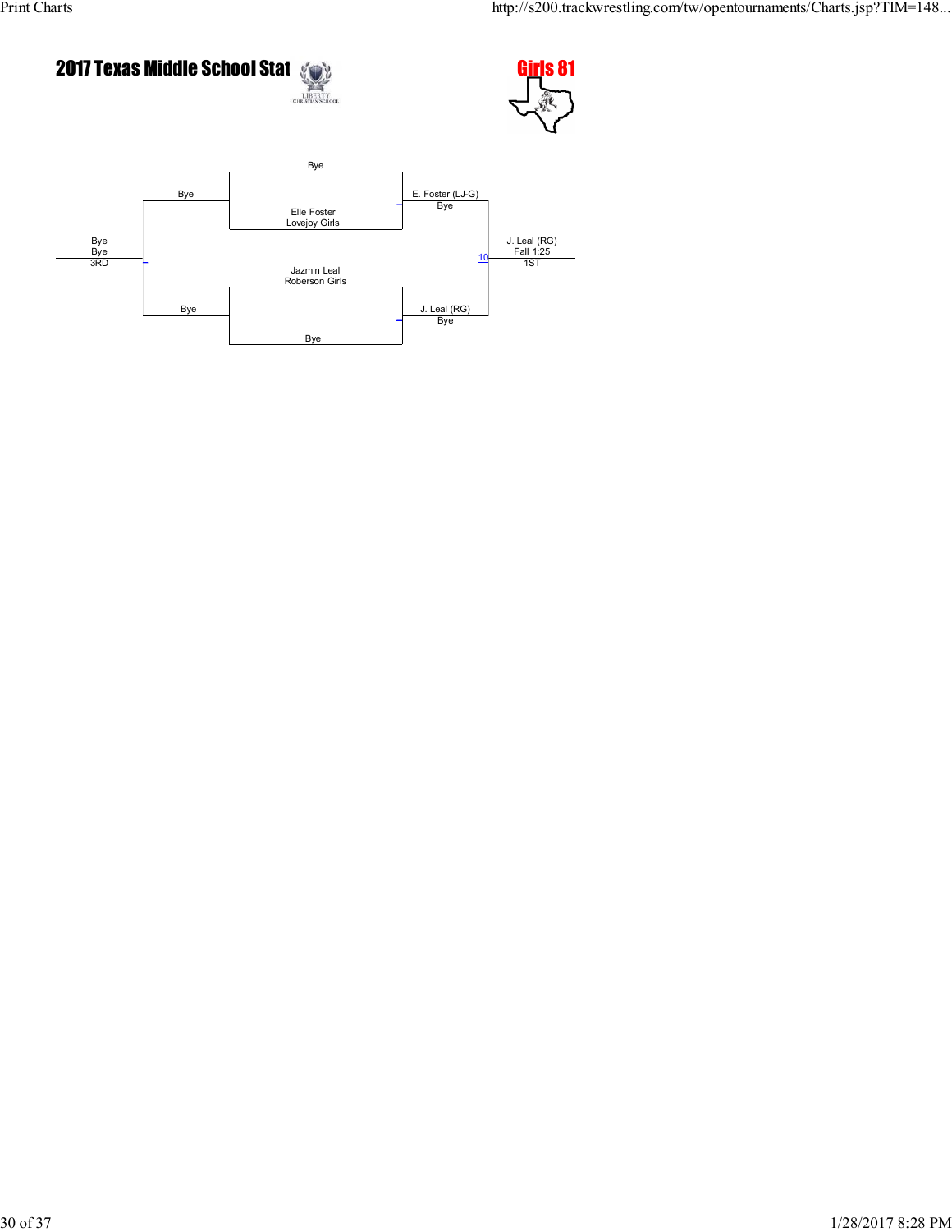# 2017 Texas Middle School Stat

## Girls 81

Bye

Bye

Elle Foster
Lovejoy Girls

E. Foster (LJ-G)
Bye

Bye
Bye
3RD

J. Leal (RG)
Fall 1:25
1ST

10

Jazmin Leal
Roberson Girls

Bye

J. Leal (RG)
Bye

Bye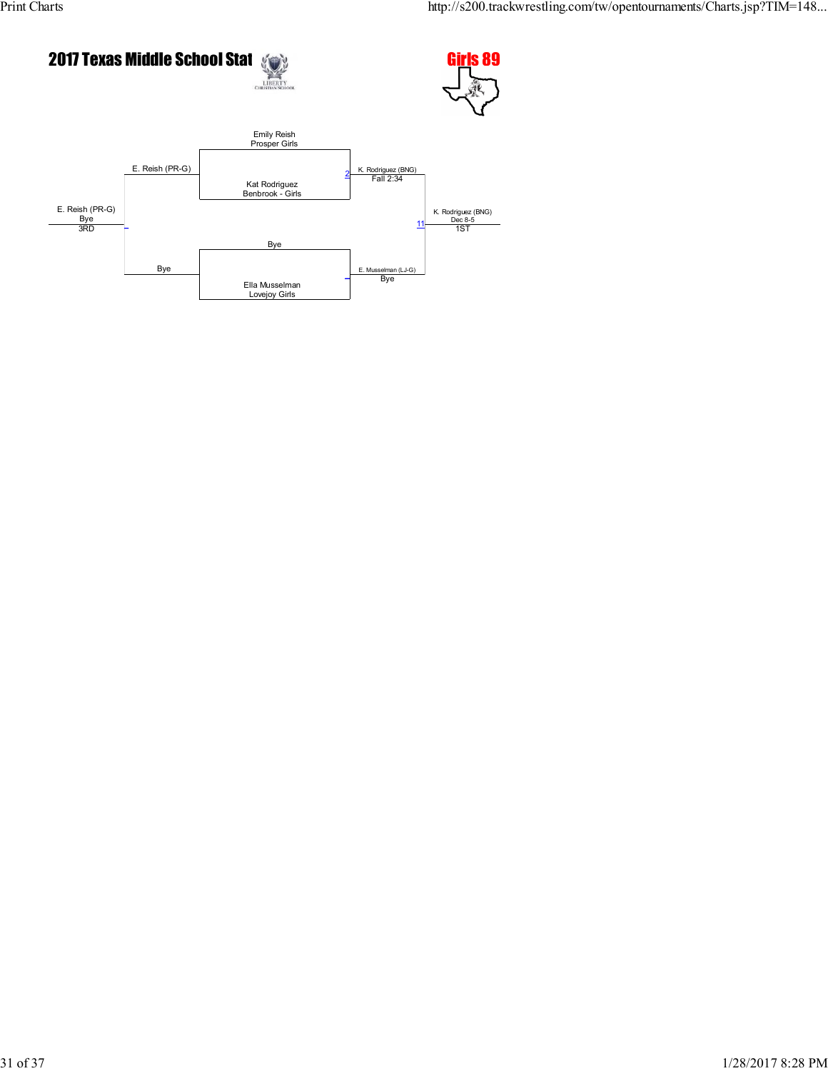# 2017 Texas Middle School Stat

## Girls 89

**Championship Bracket**

- Emily Reish, Prosper Girls vs. Kat Rodriguez, Benbrook - Girls
  - Match 2: K. Rodriguez (BNG), Fall 2:34
- Bye vs. Ella Musselman, Lovejoy Girls
  - E. Musselman (LJ-G), Bye
- Final (Match 11): K. Rodriguez (BNG) vs. E. Musselman (LJ-G)
  - K. Rodriguez (BNG), Dec 8-5 — 1ST

**Consolation Bracket**

- E. Reish (PR-G) vs. Bye
  - E. Reish (PR-G), Bye — 3RD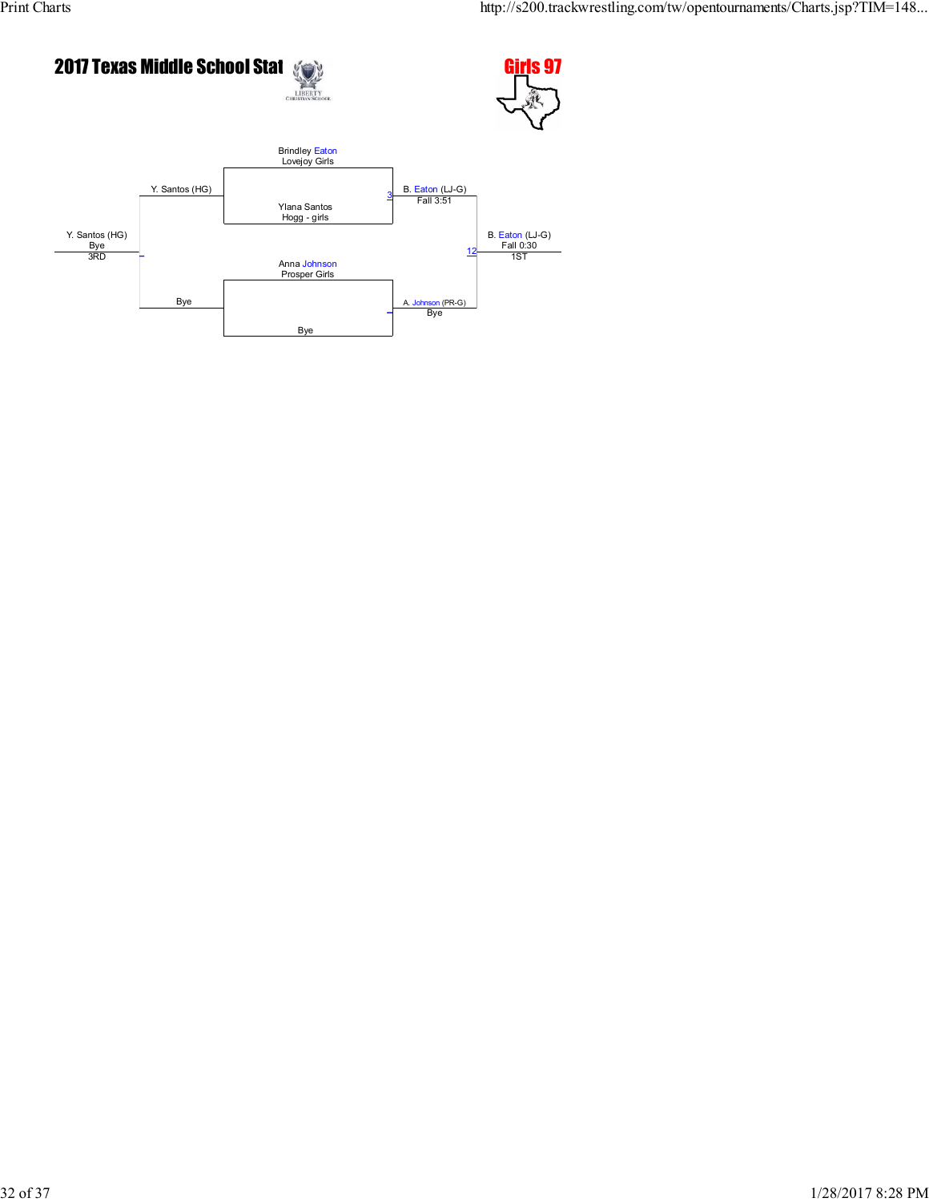# 2017 Texas Middle School Stat

## Girls 97

Brindley Eaton
Lovejoy Girls

Ylana Santos
Hogg - girls

Anna Johnson
Prosper Girls

Bye

Y. Santos (HG)

Bye

3 B. Eaton (LJ-G)
Fall 3:51

A. Johnson (PR-G)
Bye

12 B. Eaton (LJ-G)
Fall 0:30
1ST

Y. Santos (HG)
Bye
3RD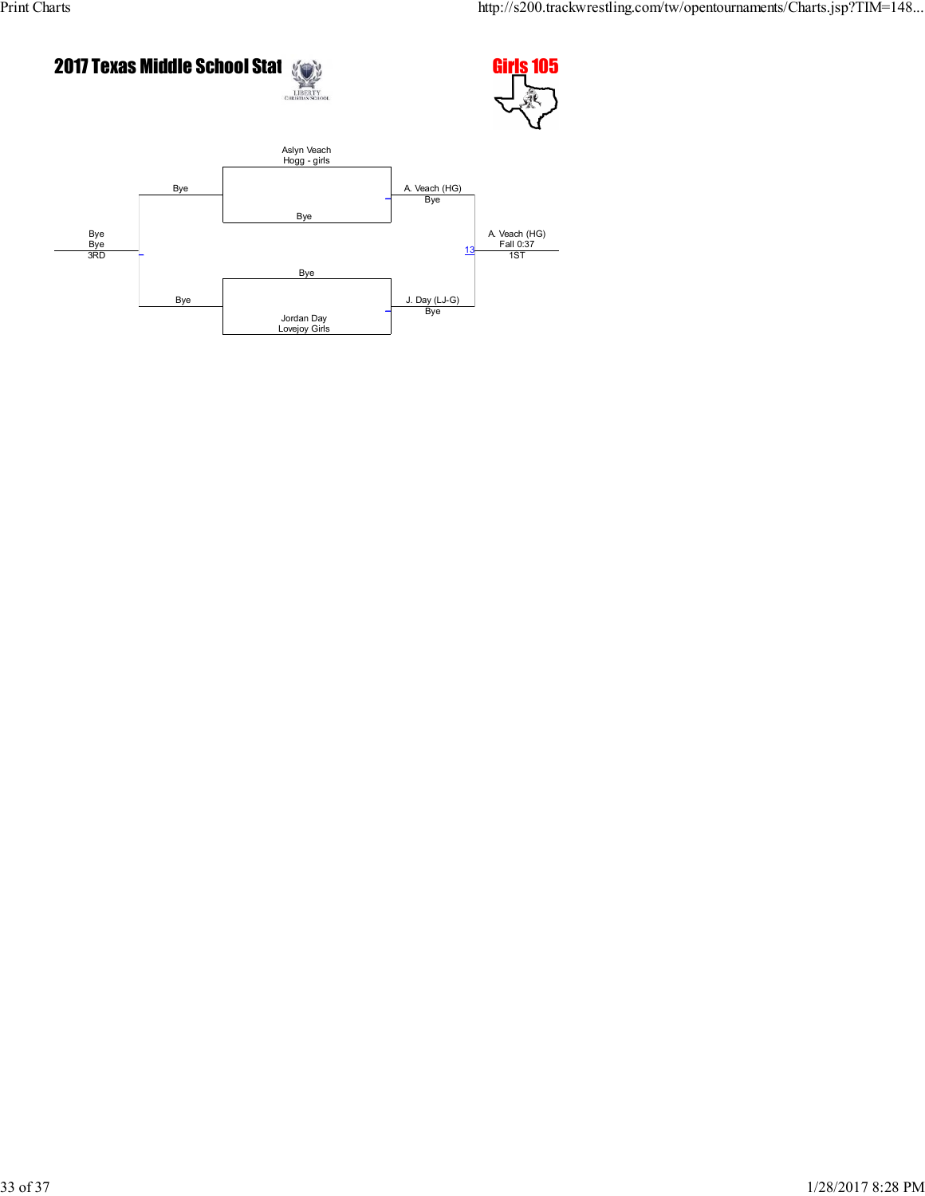# 2017 Texas Middle School Stat

## Girls 105

Aslyn Veach
Hogg - girls

Bye

Bye

A. Veach (HG)
Bye

Bye
Bye
3RD

13

A. Veach (HG)
Fall 0:37
1ST

Bye

Bye

J. Day (LJ-G)
Bye

Jordan Day
Lovejoy Girls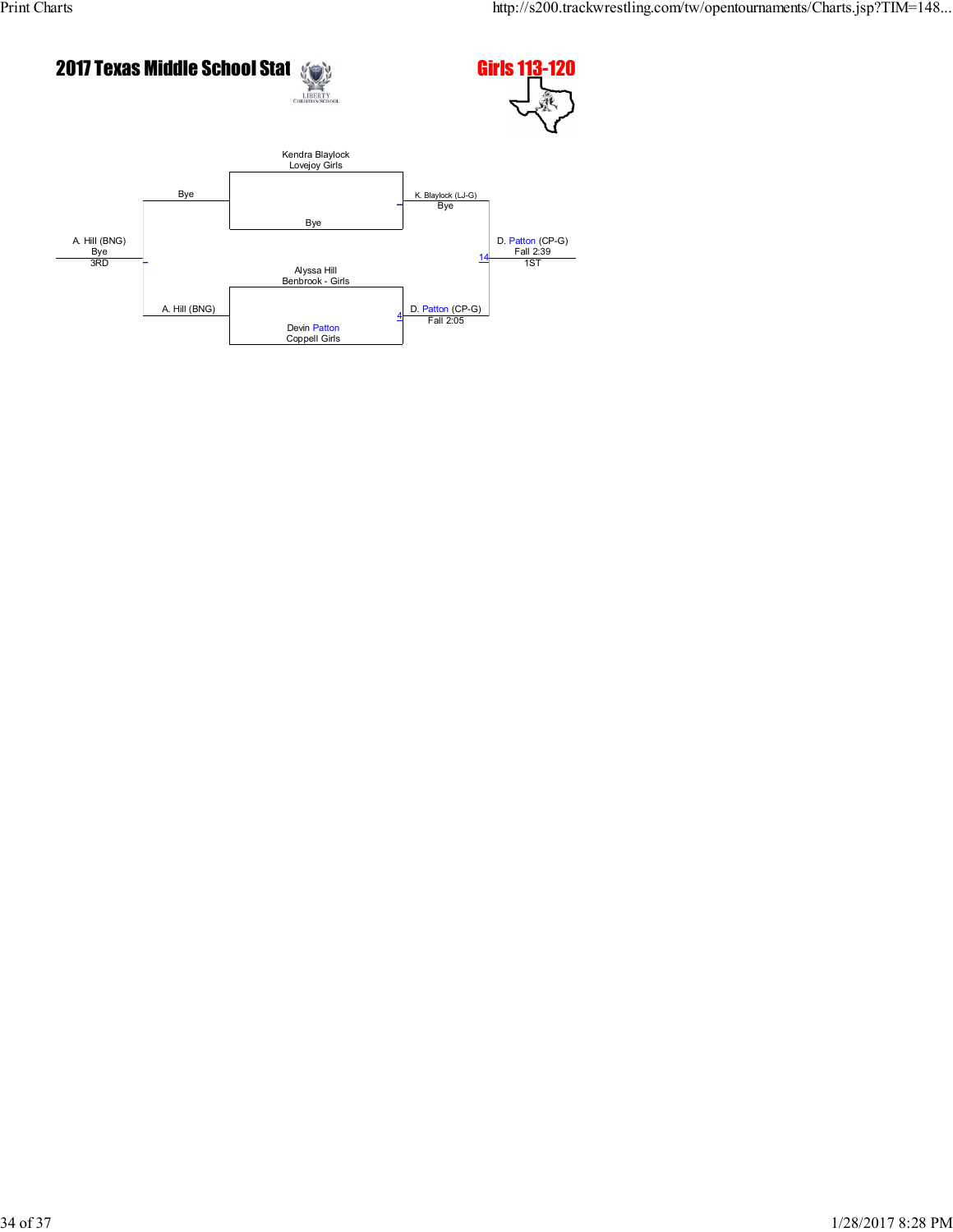# 2017 Texas Middle School Stat

## Girls 113-120

Kendra Blaylock
Lovejoy Girls

Bye

Bye

K. Blaylock (LJ-G)
Bye

A. Hill (BNG)
Bye
3RD

Alyssa Hill
Benbrook - Girls

A. Hill (BNG)

Devin Patton
Coppell Girls

D. Patton (CP-G)
Fall 2:05

14

D. Patton (CP-G)
Fall 2:39
1ST

4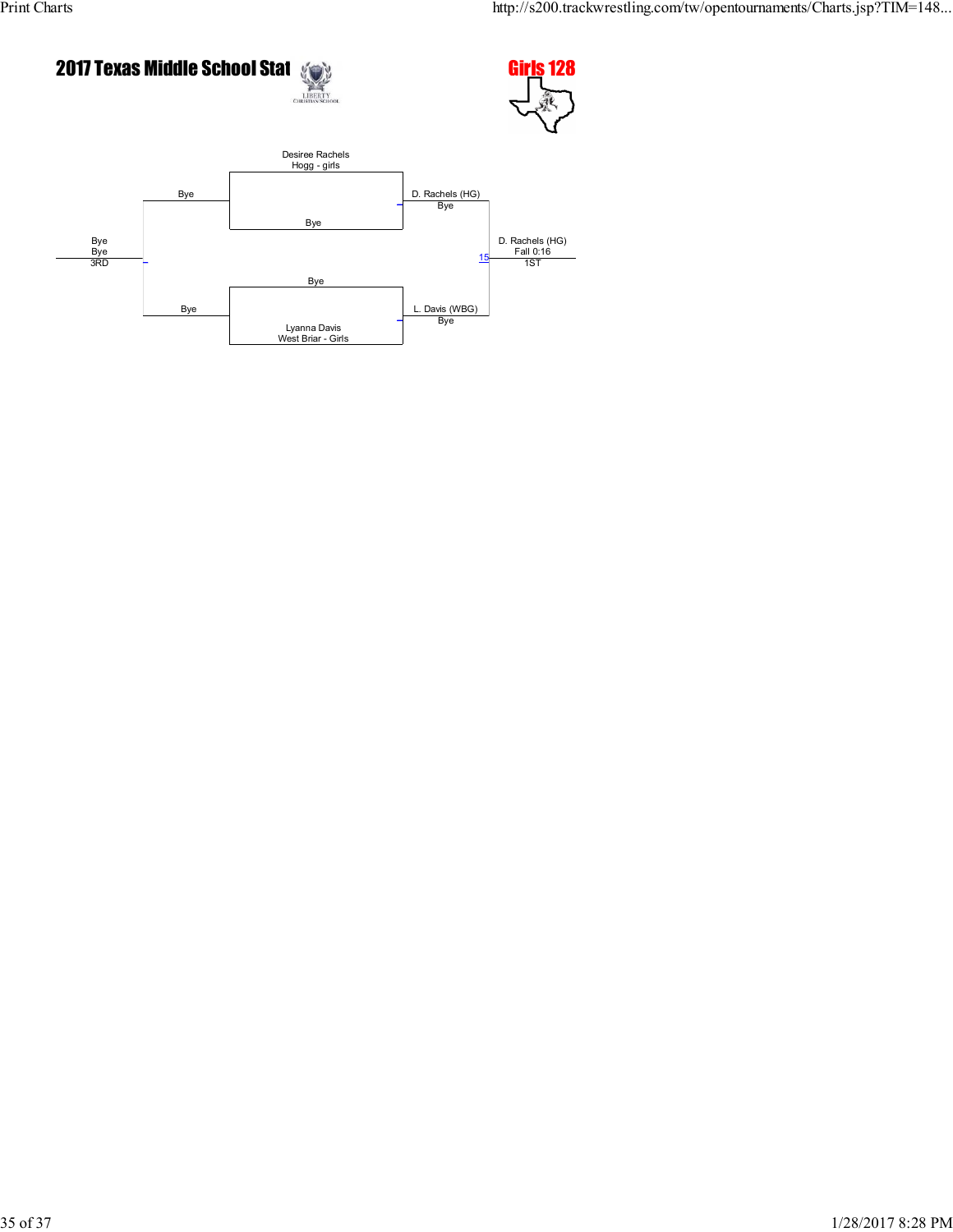# 2017 Texas Middle School Stat

## Girls 128

**Championship Bracket**

- Desiree Rachels, Hogg - girls vs. Bye → D. Rachels (HG), Bye
- Bye vs. Lyanna Davis, West Briar - Girls → L. Davis (WBG), Bye
- Match 15: D. Rachels (HG) vs. L. Davis (WBG) → D. Rachels (HG), Fall 0:16 — 1ST

**Consolation**

- Bye vs. Bye → Bye, Bye — 3RD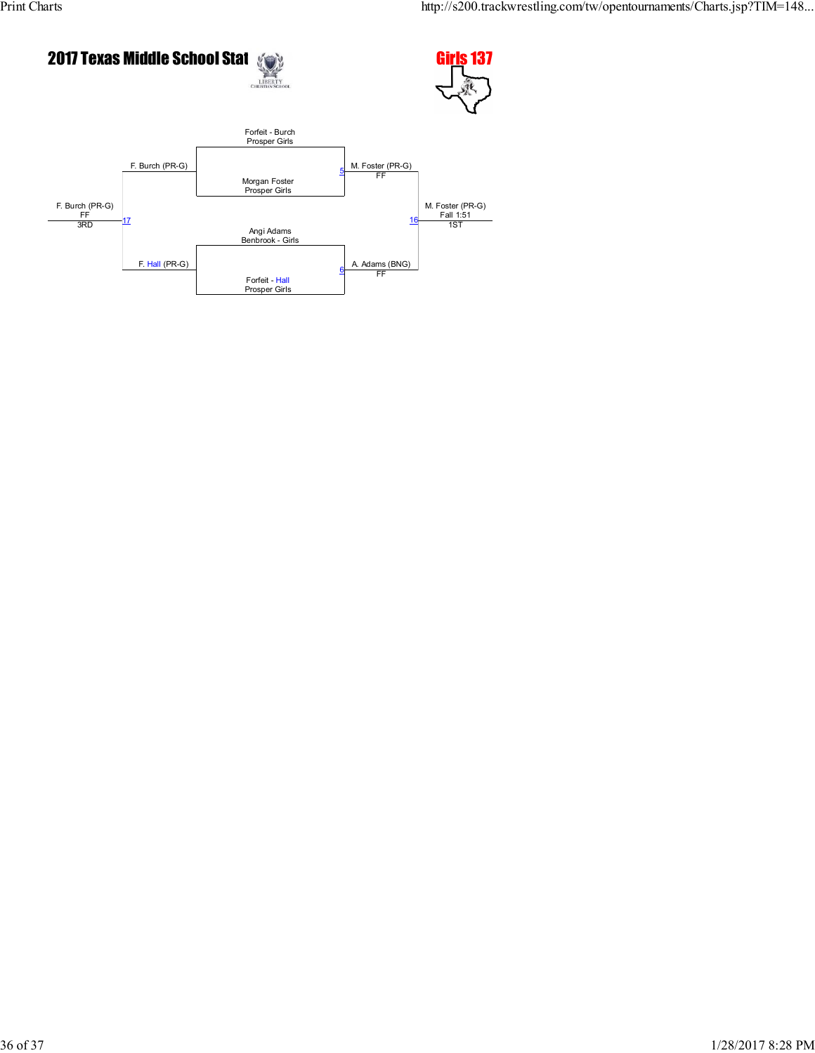# 2017 Texas Middle School Stat

## Girls 137

Forfeit - Burch
Prosper Girls

F. Burch (PR-G)

Morgan Foster
Prosper Girls

5

M. Foster (PR-G)
FF

F. Burch (PR-G)
FF
3RD

17

16

M. Foster (PR-G)
Fall 1:51
1ST

Angi Adams
Benbrook - Girls

F. Hall (PR-G)

6

A. Adams (BNG)
FF

Forfeit - Hall
Prosper Girls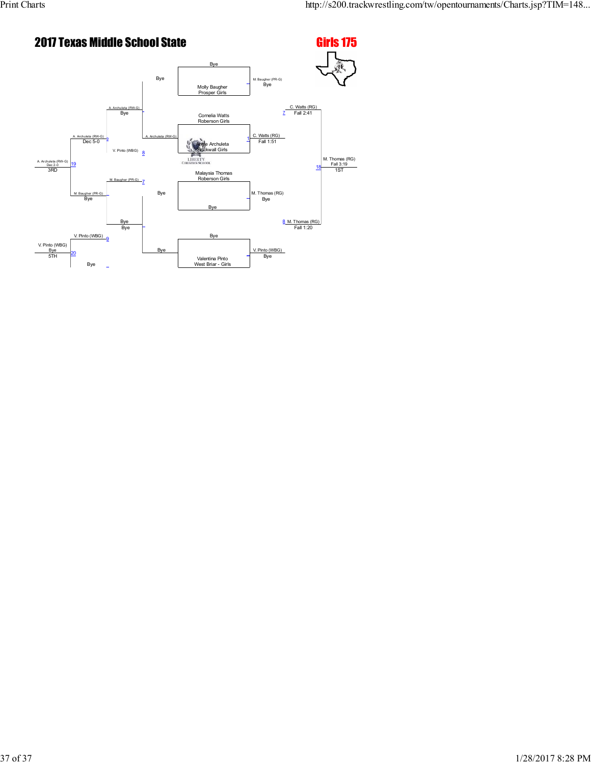# 2017 Texas Middle School State

## Girls 175

Bye

Molly Baugher
Prosper Girls

M. Baugher (PR-G)
Bye

Bye

Cornelia Watts
Roberson Girls

Annie Archuleta
Rockwall Girls

1 C. Watts (RG)
Fall 1:51

7 C. Watts (RG)
Fall 2:41

A. Archuleta (RW-G)
Bye

A. Archuleta (RW-G)

A. Archuleta (RW-G)
Dec 5-0

9

V. Pinto (WBG)

8

A. Archuleta (RW-G)
Dec 2-0
19
3RD

Malaysia Thomas
Roberson Girls

Bye

Bye

M. Thomas (RG)
Bye

18 M. Thomas (RG)
Fall 3:19
1ST

8 M. Thomas (RG)
Fall 1:20

M. Baugher (PR-G) 7

M. Baugher (PR-G)
Bye

Bye
Bye

Bye

Valentina Pinto
West Briar - Girls

Bye

V. Pinto (WBG)
Bye

V. Pinto (WBG)
9

V. Pinto (WBG)
Bye
20
5TH

Bye